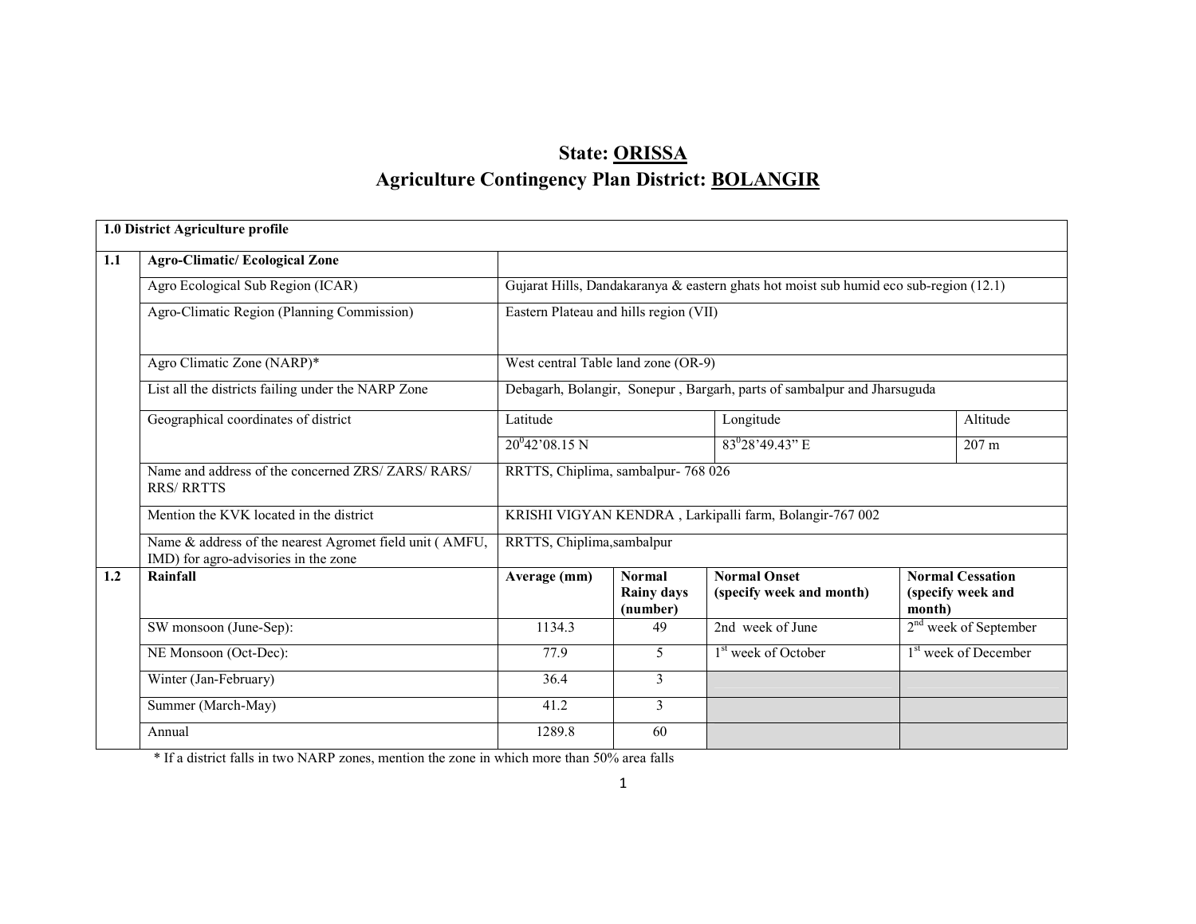# State: ORISSA

## Agriculture Contingency Plan District: BOLANGIR

| 1.0 District Agriculture profile | | | | | |
|---|---|---|---|---|---|
| 1.1 | **Agro-Climatic/ Ecological Zone** | | | | |
| | Agro Ecological Sub Region (ICAR) | Gujarat Hills, Dandakaranya & eastern ghats hot moist sub humid eco sub-region (12.1) | | | |
| | Agro-Climatic Region (Planning Commission) | Eastern Plateau and hills region (VII) | | | |
| | Agro Climatic Zone (NARP)* | West central Table land zone (OR-9) | | | |
| | List all the districts failing under the NARP Zone | Debagarh, Bolangir, Sonepur , Bargarh, parts of sambalpur and Jharsuguda | | | |
| | Geographical coordinates of district | Latitude | | Longitude | Altitude |
| | | $20^{0}42'08.15$ N | | $83^{0}28'49.43"$ E | 207 m |
| | Name and address of the concerned ZRS/ ZARS/ RARS/ RRS/ RRTTS | RRTTS, Chiplima, sambalpur- 768 026 | | | |
| | Mention the KVK located in the district | KRISHI VIGYAN KENDRA , Larkipalli farm, Bolangir-767 002 | | | |
| | Name & address of the nearest Agromet field unit ( AMFU, IMD) for agro-advisories in the zone | RRTTS, Chiplima,sambalpur | | | |
| 1.2 | **Rainfall** | **Average (mm)** | **Normal Rainy days (number)** | **Normal Onset (specify week and month)** | **Normal Cessation (specify week and month)** |
| | SW monsoon (June-Sep): | 1134.3 | 49 | 2nd week of June | 2nd week of September |
| | NE Monsoon (Oct-Dec): | 77.9 | 5 | 1st week of October | 1st week of December |
| | Winter (Jan-February) | 36.4 | 3 | | |
| | Summer (March-May) | 41.2 | 3 | | |
| | Annual | 1289.8 | 60 | | |

\* If a district falls in two NARP zones, mention the zone in which more than 50% area falls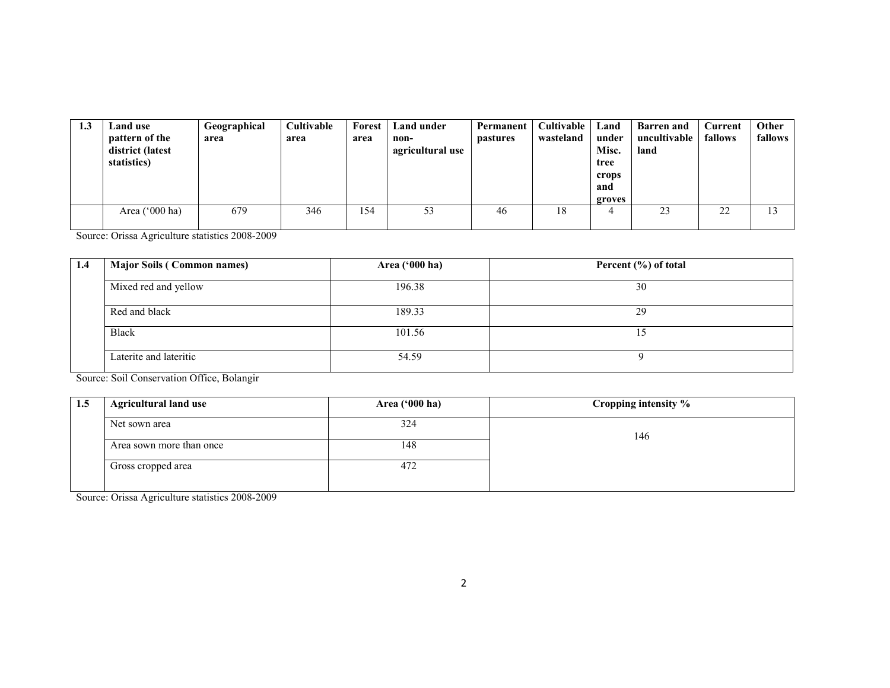| 1.3 | Land use pattern of the district (latest statistics) | Geographical area | Cultivable area | Forest area | Land under non-agricultural use | Permanent pastures | Cultivable wasteland | Land under Misc. tree crops and groves | Barren and uncultivable land | Current fallows | Other fallows |
|---|---|---|---|---|---|---|---|---|---|---|---|
| | Area ('000 ha) | 679 | 346 | 154 | 53 | 46 | 18 | 4 | 23 | 22 | 13 |

Source: Orissa Agriculture statistics 2008-2009

| 1.4 | Major Soils ( Common names) | Area ('000 ha) | Percent (%) of total |
|---|---|---|---|
| | Mixed red and yellow | 196.38 | 30 |
| | Red and black | 189.33 | 29 |
| | Black | 101.56 | 15 |
| | Laterite and lateritic | 54.59 | 9 |

Source: Soil Conservation Office, Bolangir

| 1.5 | Agricultural land use | Area ('000 ha) | Cropping intensity % |
|---|---|---|---|
| | Net sown area | 324 | 146 |
| | Area sown more than once | 148 | |
| | Gross cropped area | 472 | |

Source: Orissa Agriculture statistics 2008-2009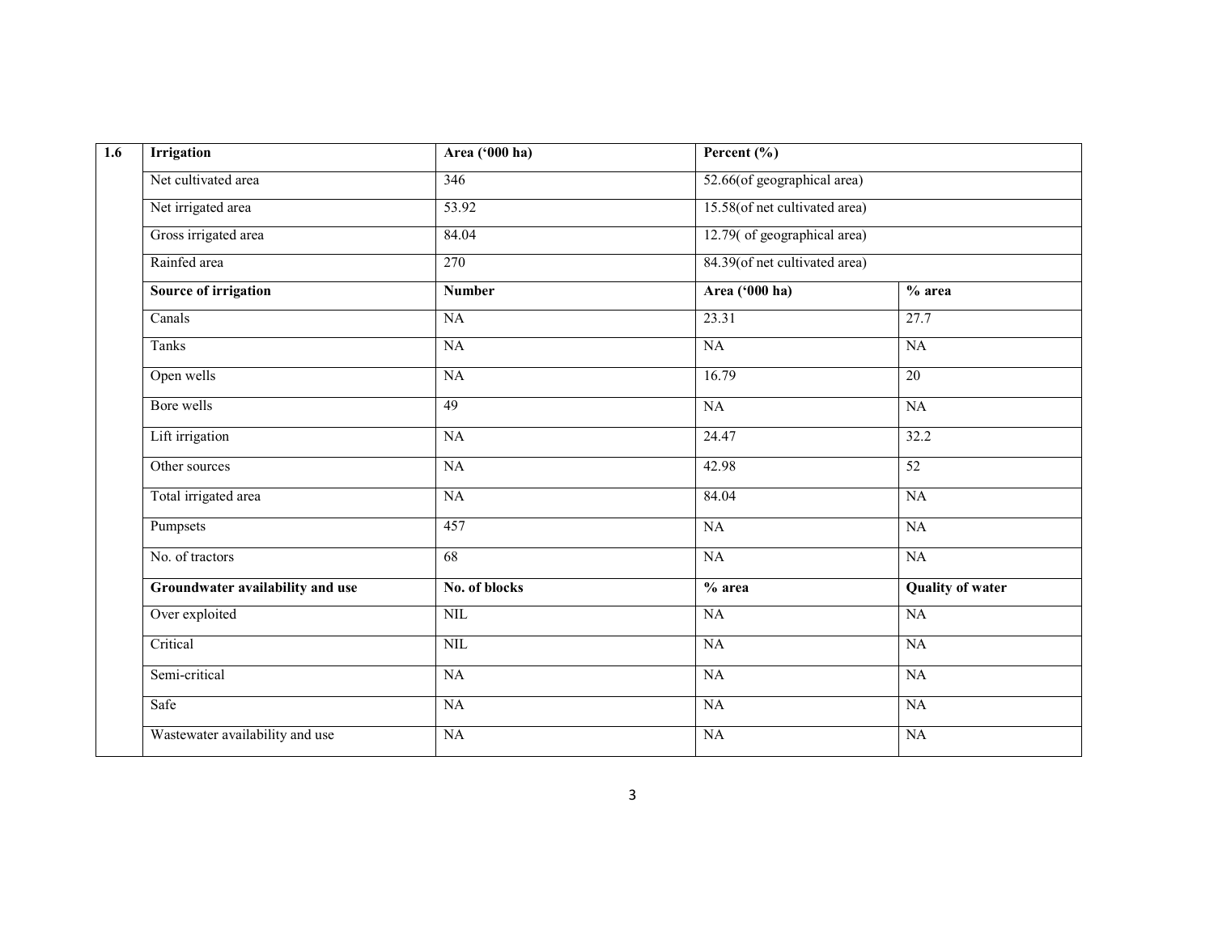| 1.6 | Irrigation | Area ('000 ha) | Percent (%) | |
|---|---|---|---|---|
| | Net cultivated area | 346 | 52.66(of geographical area) | |
| | Net irrigated area | 53.92 | 15.58(of net cultivated area) | |
| | Gross irrigated area | 84.04 | 12.79( of geographical area) | |
| | Rainfed area | 270 | 84.39(of net cultivated area) | |
| | **Source of irrigation** | **Number** | **Area ('000 ha)** | **% area** |
| | Canals | NA | 23.31 | 27.7 |
| | Tanks | NA | NA | NA |
| | Open wells | NA | 16.79 | 20 |
| | Bore wells | 49 | NA | NA |
| | Lift irrigation | NA | 24.47 | 32.2 |
| | Other sources | NA | 42.98 | 52 |
| | Total irrigated area | NA | 84.04 | NA |
| | Pumpsets | 457 | NA | NA |
| | No. of tractors | 68 | NA | NA |
| | **Groundwater availability and use** | **No. of blocks** | **% area** | **Quality of water** |
| | Over exploited | NIL | NA | NA |
| | Critical | NIL | NA | NA |
| | Semi-critical | NA | NA | NA |
| | Safe | NA | NA | NA |
| | Wastewater availability and use | NA | NA | NA |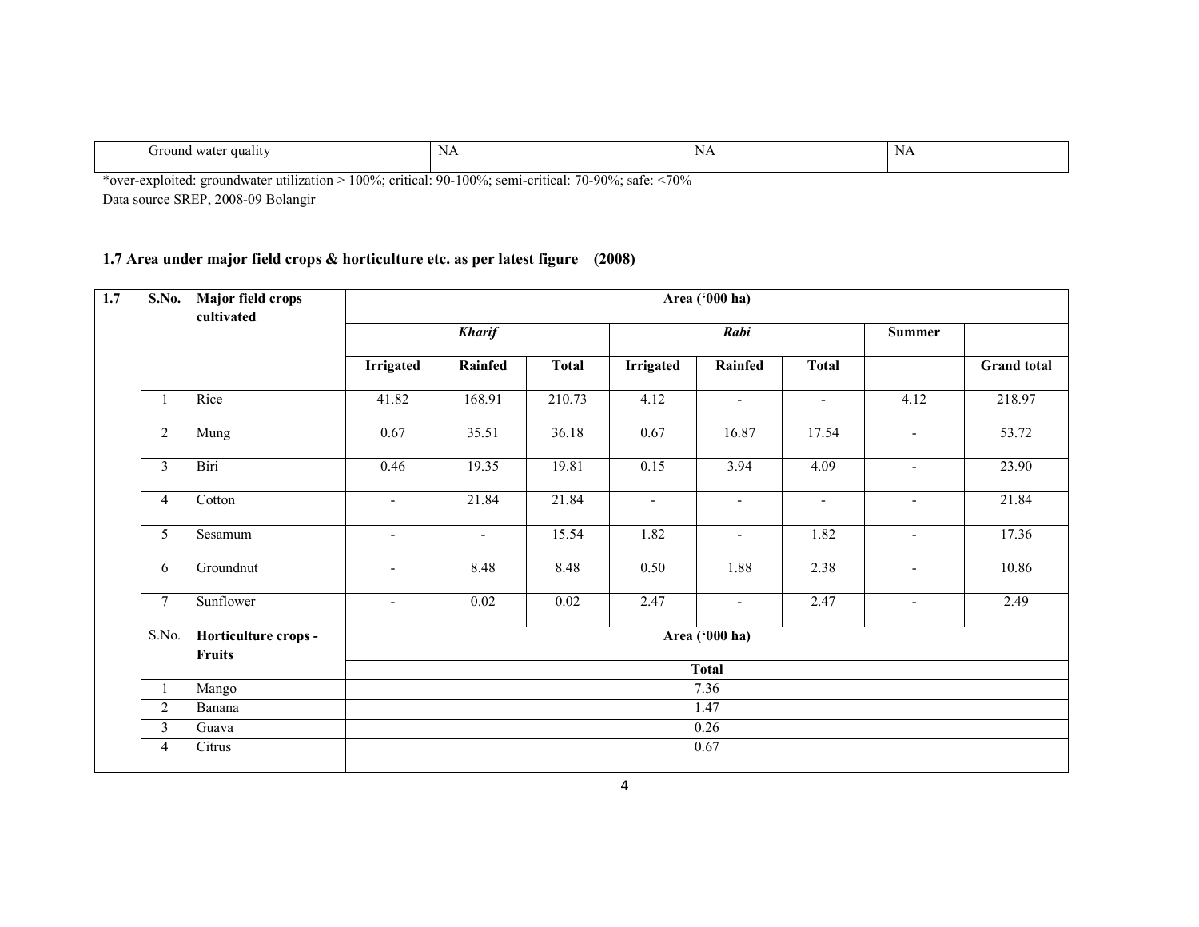|  | Ground water quality | NA | NA | NA |
|---|---|---|---|---|

*over-exploited: groundwater utilization > 100%; critical: 90-100%; semi-critical: 70-90%; safe: <70%

Data source SREP, 2008-09 Bolangir

## 1.7 Area under major field crops & horticulture etc. as per latest figure (2008)

| 1.7 | S.No. | Major field crops cultivated | Area ('000 ha) | | | | | | | |
|---|---|---|---|---|---|---|---|---|---|---|
| | | | *Kharif* | | | *Rabi* | | | Summer | |
| | | | Irrigated | Rainfed | Total | Irrigated | Rainfed | Total | | Grand total |
| | 1 | Rice | 41.82 | 168.91 | 210.73 | 4.12 | - | - | 4.12 | 218.97 |
| | 2 | Mung | 0.67 | 35.51 | 36.18 | 0.67 | 16.87 | 17.54 | - | 53.72 |
| | 3 | Biri | 0.46 | 19.35 | 19.81 | 0.15 | 3.94 | 4.09 | - | 23.90 |
| | 4 | Cotton | - | 21.84 | 21.84 | - | - | - | - | 21.84 |
| | 5 | Sesamum | - | - | 15.54 | 1.82 | - | 1.82 | - | 17.36 |
| | 6 | Groundnut | - | 8.48 | 8.48 | 0.50 | 1.88 | 2.38 | - | 10.86 |
| | 7 | Sunflower | - | 0.02 | 0.02 | 2.47 | - | 2.47 | - | 2.49 |
| | S.No. | **Horticulture crops - Fruits** | Area ('000 ha) | | | | | | | |
| | | | Total | | | | | | | |
| | 1 | Mango | 7.36 | | | | | | | |
| | 2 | Banana | 1.47 | | | | | | | |
| | 3 | Guava | 0.26 | | | | | | | |
| | 4 | Citrus | 0.67 | | | | | | | |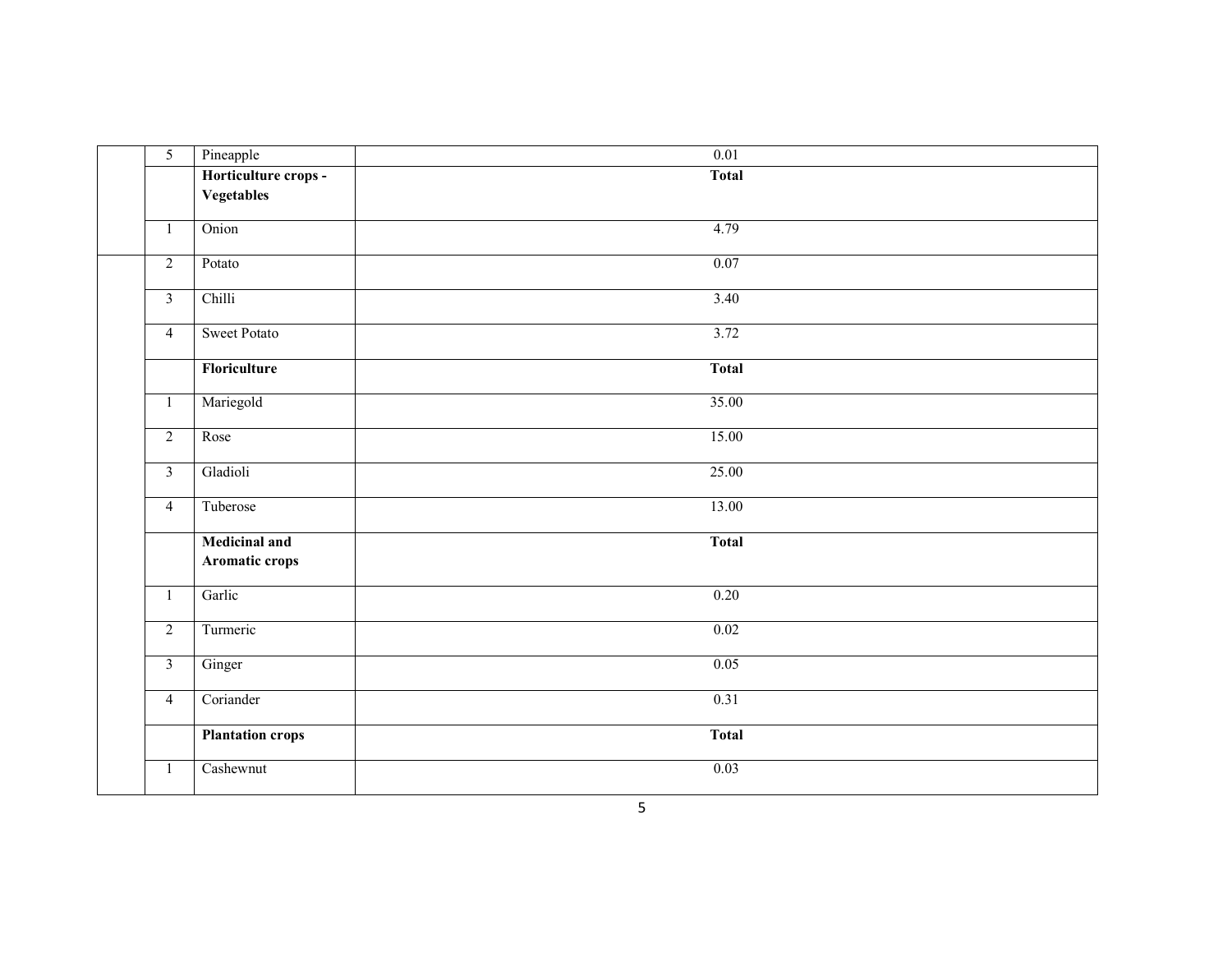| | | | |
|---|---|---|---|
| | 5 | Pineapple | 0.01 |
| | | **Horticulture crops - Vegetables** | **Total** |
| | 1 | Onion | 4.79 |
| | 2 | Potato | 0.07 |
| | 3 | Chilli | 3.40 |
| | 4 | Sweet Potato | 3.72 |
| | | **Floriculture** | **Total** |
| | 1 | Mariegold | 35.00 |
| | 2 | Rose | 15.00 |
| | 3 | Gladioli | 25.00 |
| | 4 | Tuberose | 13.00 |
| | | **Medicinal and Aromatic crops** | **Total** |
| | 1 | Garlic | 0.20 |
| | 2 | Turmeric | 0.02 |
| | 3 | Ginger | 0.05 |
| | 4 | Coriander | 0.31 |
| | | **Plantation crops** | **Total** |
| | 1 | Cashewnut | 0.03 |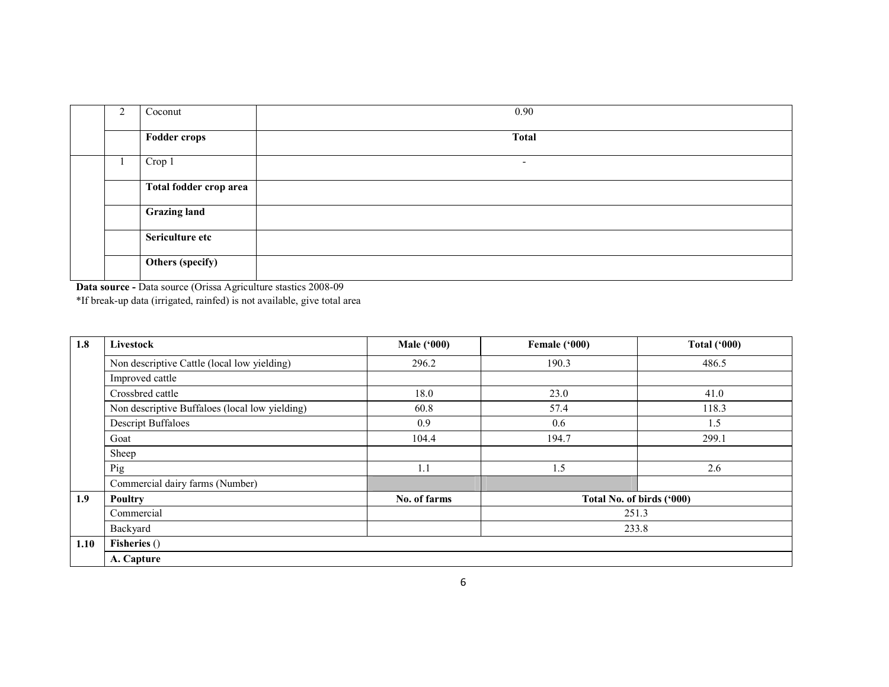|  | 2 | Coconut | 0.90 |
|---|---|---|---|
|  |  | **Fodder crops** | **Total** |
|  | 1 | Crop 1 | - |
|  |  | **Total fodder crop area** |  |
|  |  | **Grazing land** |  |
|  |  | **Sericulture etc** |  |
|  |  | **Others (specify)** |  |

**Data source -** Data source (Orissa Agriculture stastics 2008-09

*If break-up data (irrigated, rainfed) is not available, give total area

| 1.8 | Livestock | Male ('000) | Female ('000) | Total ('000) |
|---|---|---|---|---|
|  | Non descriptive Cattle (local low yielding) | 296.2 | 190.3 | 486.5 |
|  | Improved cattle |  |  |  |
|  | Crossbred cattle | 18.0 | 23.0 | 41.0 |
|  | Non descriptive Buffaloes (local low yielding) | 60.8 | 57.4 | 118.3 |
|  | Descript Buffaloes | 0.9 | 0.6 | 1.5 |
|  | Goat | 104.4 | 194.7 | 299.1 |
|  | Sheep |  |  |  |
|  | Pig | 1.1 | 1.5 | 2.6 |
|  | Commercial dairy farms (Number) |  |  |  |
| **1.9** | **Poultry** | **No. of farms** | **Total No. of birds ('000)** | |
|  | Commercial |  | 251.3 | |
|  | Backyard |  | 233.8 | |
| **1.10** | **Fisheries** () | | | |
|  | **A. Capture** | | | |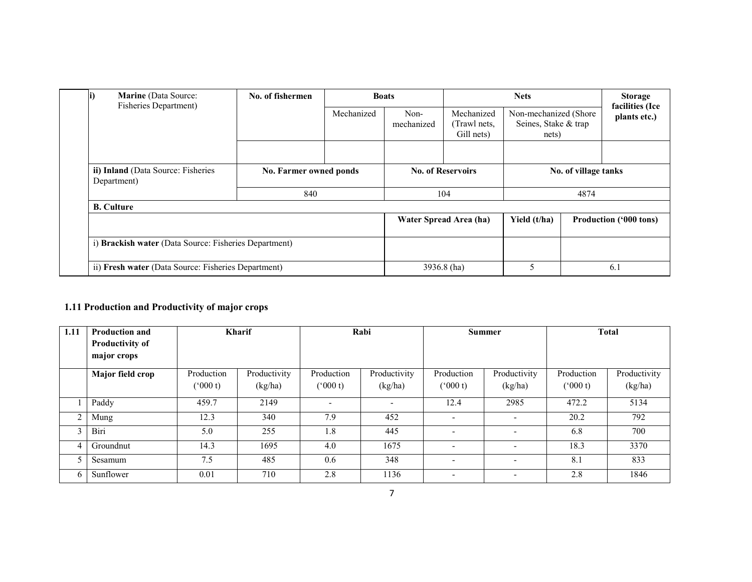| | | | | | | | |
|---|---|---|---|---|---|---|---|
| **i) Marine** (Data Source: Fisheries Department) | **No. of fishermen** | **Boats** | | **Nets** | | **Storage facilities (Ice plants etc.)** |
| | | Mechanized | Non-mechanized | Mechanized (Trawl nets, Gill nets) | Non-mechanized (Shore Seines, Stake & trap nets) | |
| | | | | | | |
| **ii) Inland** (Data Source: Fisheries Department) | **No. Farmer owned ponds** | | **No. of Reservoirs** | | **No. of village tanks** | |
| | 840 | | 104 | | 4874 | |
| **B. Culture** | | | | | | |
| | | | **Water Spread Area (ha)** | | **Yield (t/ha)** | **Production ('000 tons)** |
| i) **Brackish water** (Data Source: Fisheries Department) | | | | | | |
| ii) **Fresh water** (Data Source: Fisheries Department) | | | 3936.8 (ha) | | 5 | 6.1 |

## 1.11 Production and Productivity of major crops

| 1.11 | Production and Productivity of major crops | Kharif | | Rabi | | Summer | | Total | |
|---|---|---|---|---|---|---|---|---|---|
| | **Major field crop** | Production ('000 t) | Productivity (kg/ha) | Production ('000 t) | Productivity (kg/ha) | Production ('000 t) | Productivity (kg/ha) | Production ('000 t) | Productivity (kg/ha) |
| 1 | Paddy | 459.7 | 2149 | - | - | 12.4 | 2985 | 472.2 | 5134 |
| 2 | Mung | 12.3 | 340 | 7.9 | 452 | - | - | 20.2 | 792 |
| 3 | Biri | 5.0 | 255 | 1.8 | 445 | - | - | 6.8 | 700 |
| 4 | Groundnut | 14.3 | 1695 | 4.0 | 1675 | - | - | 18.3 | 3370 |
| 5 | Sesamum | 7.5 | 485 | 0.6 | 348 | - | - | 8.1 | 833 |
| 6 | Sunflower | 0.01 | 710 | 2.8 | 1136 | - | - | 2.8 | 1846 |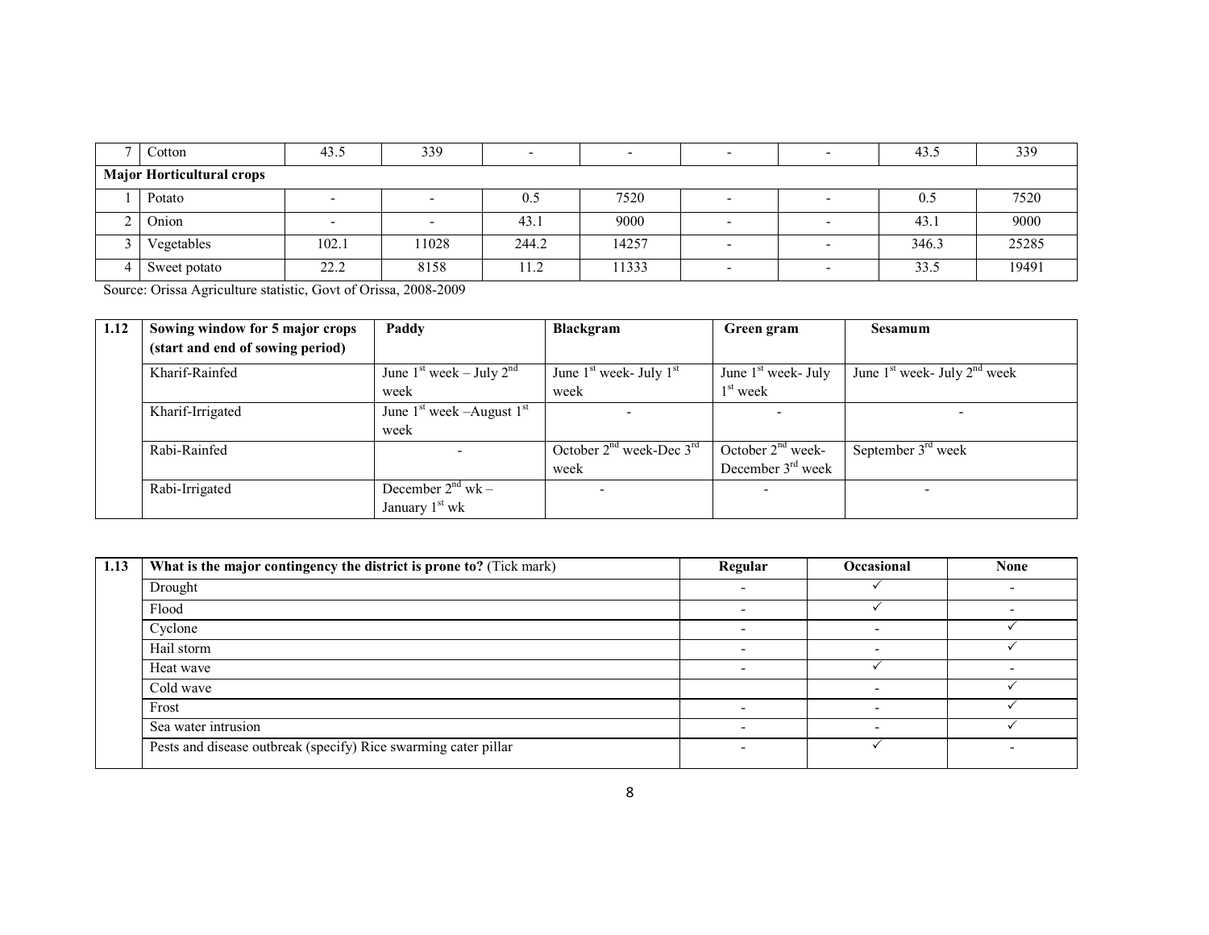| 7 | Cotton | 43.5 | 339 | - | - | - | - | 43.5 | 339 |
|---|---|---|---|---|---|---|---|---|---|
| **Major Horticultural crops** | | | | | | | | | |
| 1 | Potato | - | - | 0.5 | 7520 | - | - | 0.5 | 7520 |
| 2 | Onion | - | - | 43.1 | 9000 | - | - | 43.1 | 9000 |
| 3 | Vegetables | 102.1 | 11028 | 244.2 | 14257 | - | - | 346.3 | 25285 |
| 4 | Sweet potato | 22.2 | 8158 | 11.2 | 11333 | - | - | 33.5 | 19491 |

Source: Orissa Agriculture statistic, Govt of Orissa, 2008-2009

| 1.12 | Sowing window for 5 major crops (start and end of sowing period) | Paddy | Blackgram | Green gram | Sesamum |
|---|---|---|---|---|---|
| | Kharif-Rainfed | June 1st week – July 2nd week | June 1st week- July 1st week | June 1st week- July 1st week | June 1st week- July 2nd week |
| | Kharif-Irrigated | June 1st week –August 1st week | - | - | - |
| | Rabi-Rainfed | - | October 2nd week-Dec 3rd week | October 2nd week- December 3rd week | September 3rd week |
| | Rabi-Irrigated | December 2nd wk – January 1st wk | - | - | - |

| 1.13 | What is the major contingency the district is prone to? (Tick mark) | Regular | Occasional | None |
|---|---|---|---|---|
| | Drought | - | ✓ | - |
| | Flood | - | ✓ | - |
| | Cyclone | - | - | ✓ |
| | Hail storm | - | - | ✓ |
| | Heat wave | - | ✓ | - |
| | Cold wave | | - | ✓ |
| | Frost | - | - | ✓ |
| | Sea water intrusion | - | - | ✓ |
| | Pests and disease outbreak (specify) Rice swarming cater pillar | - | ✓ | - |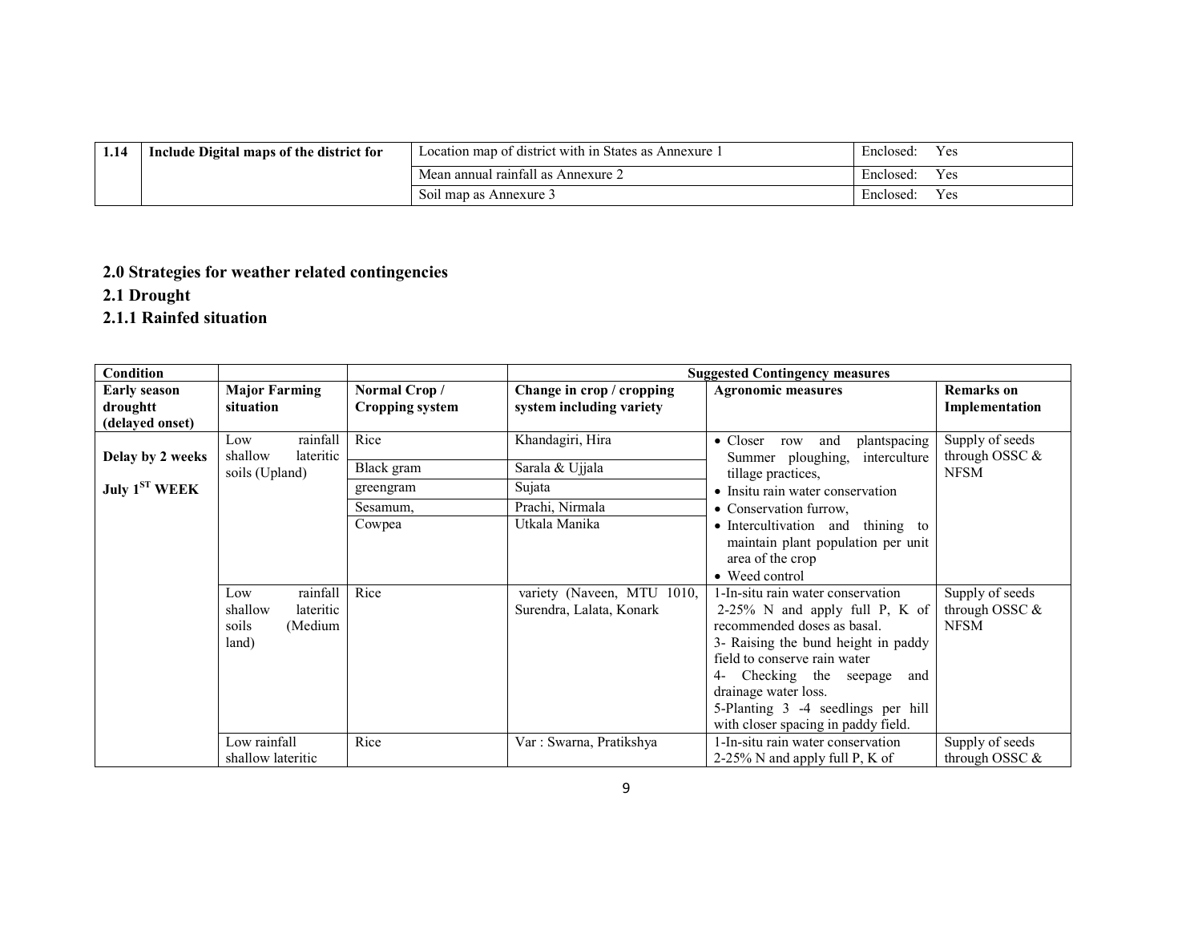| 1.14 | Include Digital maps of the district for | Location map of district with in States as Annexure 1 | Enclosed: Yes |
|---|---|---|---|
| | | Mean annual rainfall as Annexure 2 | Enclosed: Yes |
| | | Soil map as Annexure 3 | Enclosed: Yes |

## 2.0 Strategies for weather related contingencies

## 2.1 Drought

### 2.1.1 Rainfed situation

| Condition | | | Suggested Contingency measures | | |
|---|---|---|---|---|---|
| **Early season droughtt (delayed onset)** | **Major Farming situation** | **Normal Crop / Cropping system** | **Change in crop / cropping system including variety** | **Agronomic measures** | **Remarks on Implementation** |
| **Delay by 2 weeks July 1[ST] WEEK** | Low rainfall shallow lateritic soils (Upland) | Rice | Khandagiri, Hira | • Closer row and plantspacing Summer ploughing, interculture tillage practices,<br>• Insitu rain water conservation<br>• Conservation furrow,<br>• Intercultivation and thining to maintain plant population per unit area of the crop<br>• Weed control | Supply of seeds through OSSC & NFSM |
| | | Black gram | Sarala & Ujjala | | |
| | | greengram | Sujata | | |
| | | Sesamum, | Prachi, Nirmala | | |
| | | Cowpea | Utkala Manika | | |
| | Low rainfall shallow lateritic soils (Medium land) | Rice | variety (Naveen, MTU 1010, Surendra, Lalata, Konark | 1-In-situ rain water conservation<br>2-25% N and apply full P, K of recommended doses as basal.<br>3- Raising the bund height in paddy field to conserve rain water<br>4- Checking the seepage and drainage water loss.<br>5-Planting 3 -4 seedlings per hill with closer spacing in paddy field. | Supply of seeds through OSSC & NFSM |
| | Low rainfall shallow lateritic | Rice | Var : Swarna, Pratikshya | 1-In-situ rain water conservation<br>2-25% N and apply full P, K of | Supply of seeds through OSSC & |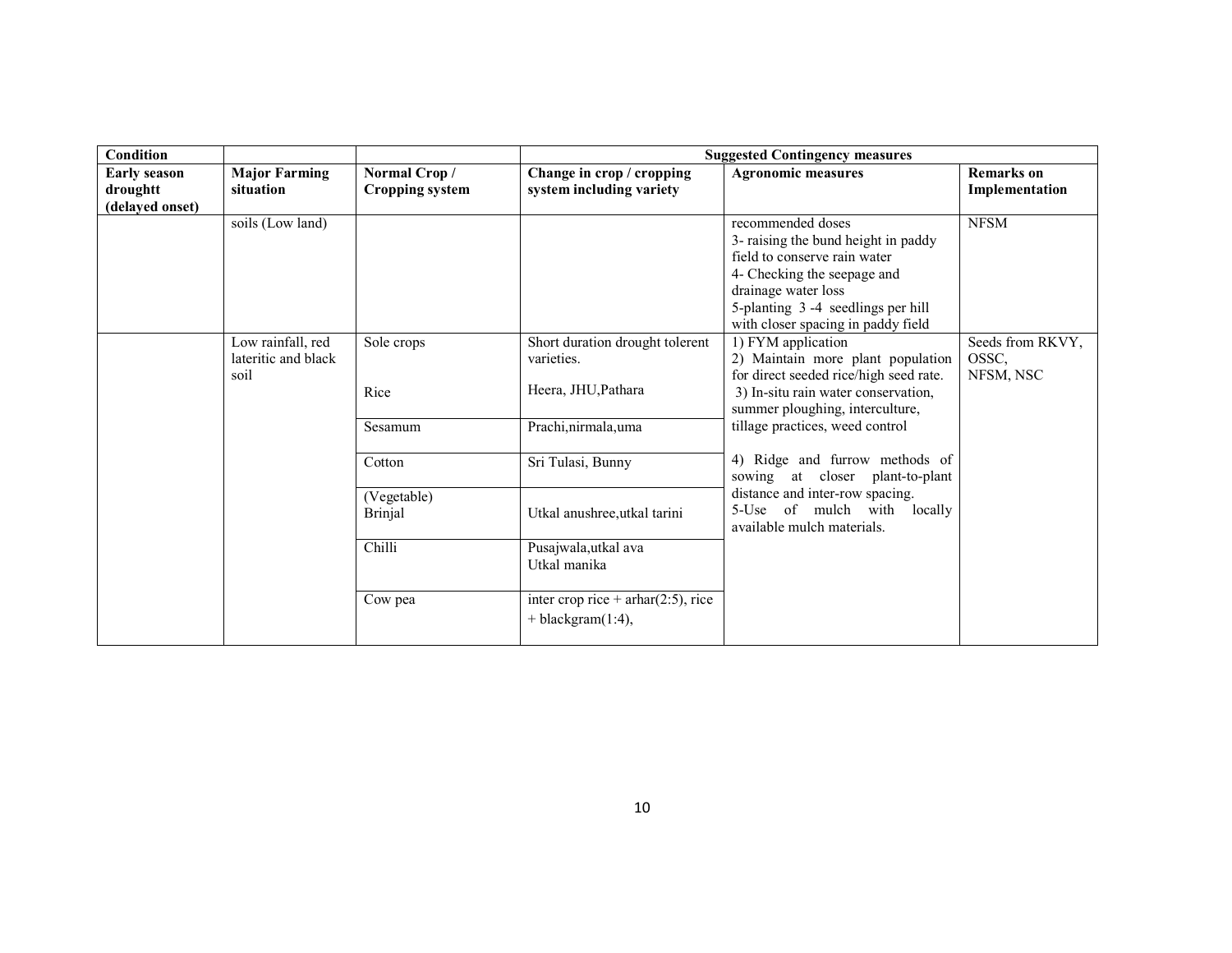| Condition | | | Suggested Contingency measures | | |
|---|---|---|---|---|---|
| Early season droughtt (delayed onset) | Major Farming situation | Normal Crop / Cropping system | Change in crop / cropping system including variety | Agronomic measures | Remarks on Implementation |
| | soils (Low land) | | | recommended doses<br>3- raising the bund height in paddy field to conserve rain water<br>4- Checking the seepage and drainage water loss<br>5-planting 3 -4 seedlings per hill with closer spacing in paddy field | NFSM |
| | Low rainfall, red lateritic and black soil | Sole crops<br><br>Rice | Short duration drought tolerent varieties.<br><br>Heera, JHU,Pathara | 1) FYM application<br>2) Maintain more plant population for direct seeded rice/high seed rate.<br>3) In-situ rain water conservation, summer ploughing, interculture, tillage practices, weed control<br><br>4) Ridge and furrow methods of sowing at closer plant-to-plant distance and inter-row spacing.<br>5-Use of mulch with locally available mulch materials. | Seeds from RKVY, OSSC, NFSM, NSC |
| | | Sesamum | Prachi,nirmala,uma | | |
| | | Cotton | Sri Tulasi, Bunny | | |
| | | (Vegetable)<br>Brinjal | Utkal anushree,utkal tarini | | |
| | | Chilli | Pusajwala,utkal ava<br>Utkal manika | | |
| | | Cow pea | inter crop rice + arhar(2:5), rice + blackgram(1:4), | | |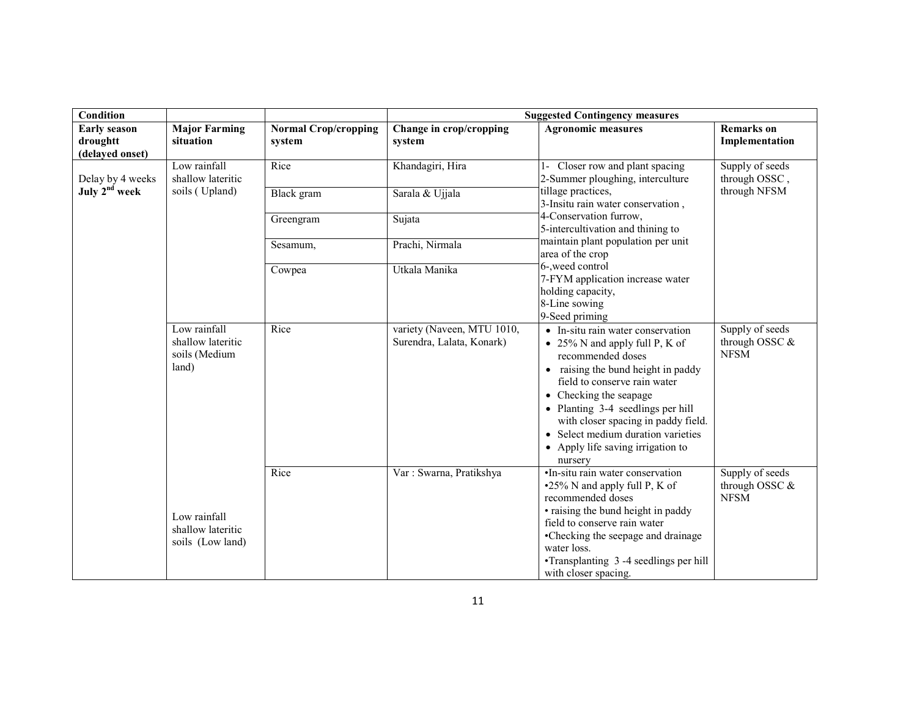| Condition | | | Suggested Contingency measures | | |
|---|---|---|---|---|---|
| **Early season droughtt (delayed onset)** | **Major Farming situation** | **Normal Crop/cropping system** | **Change in crop/cropping system** | **Agronomic measures** | **Remarks on Implementation** |
| Delay by 4 weeks **July 2nd week** | Low rainfall shallow lateritic soils ( Upland) | Rice | Khandagiri, Hira | 1- Closer row and plant spacing<br>2-Summer ploughing, interculture tillage practices,<br>3-Insitu rain water conservation ,<br>4-Conservation furrow,<br>5-intercultivation and thining to maintain plant population per unit area of the crop<br>6-,weed control<br>7-FYM application increase water holding capacity,<br>8-Line sowing<br>9-Seed priming | Supply of seeds through OSSC , through NFSM |
| | | Black gram | Sarala & Ujjala | | |
| | | Greengram | Sujata | | |
| | | Sesamum, | Prachi, Nirmala | | |
| | | Cowpea | Utkala Manika | | |
| | Low rainfall shallow lateritic soils (Medium land) | Rice | variety (Naveen, MTU 1010, Surendra, Lalata, Konark) | • In-situ rain water conservation<br>• 25% N and apply full P, K of recommended doses<br>• raising the bund height in paddy field to conserve rain water<br>• Checking the seapage<br>• Planting 3-4 seedlings per hill with closer spacing in paddy field.<br>• Select medium duration varieties<br>• Apply life saving irrigation to nursery | Supply of seeds through OSSC & NFSM |
| | Low rainfall shallow lateritic soils (Low land) | Rice | Var : Swarna, Pratikshya | •In-situ rain water conservation<br>•25% N and apply full P, K of recommended doses<br>• raising the bund height in paddy field to conserve rain water<br>•Checking the seepage and drainage water loss.<br>•Transplanting 3 -4 seedlings per hill with closer spacing. | Supply of seeds through OSSC & NFSM |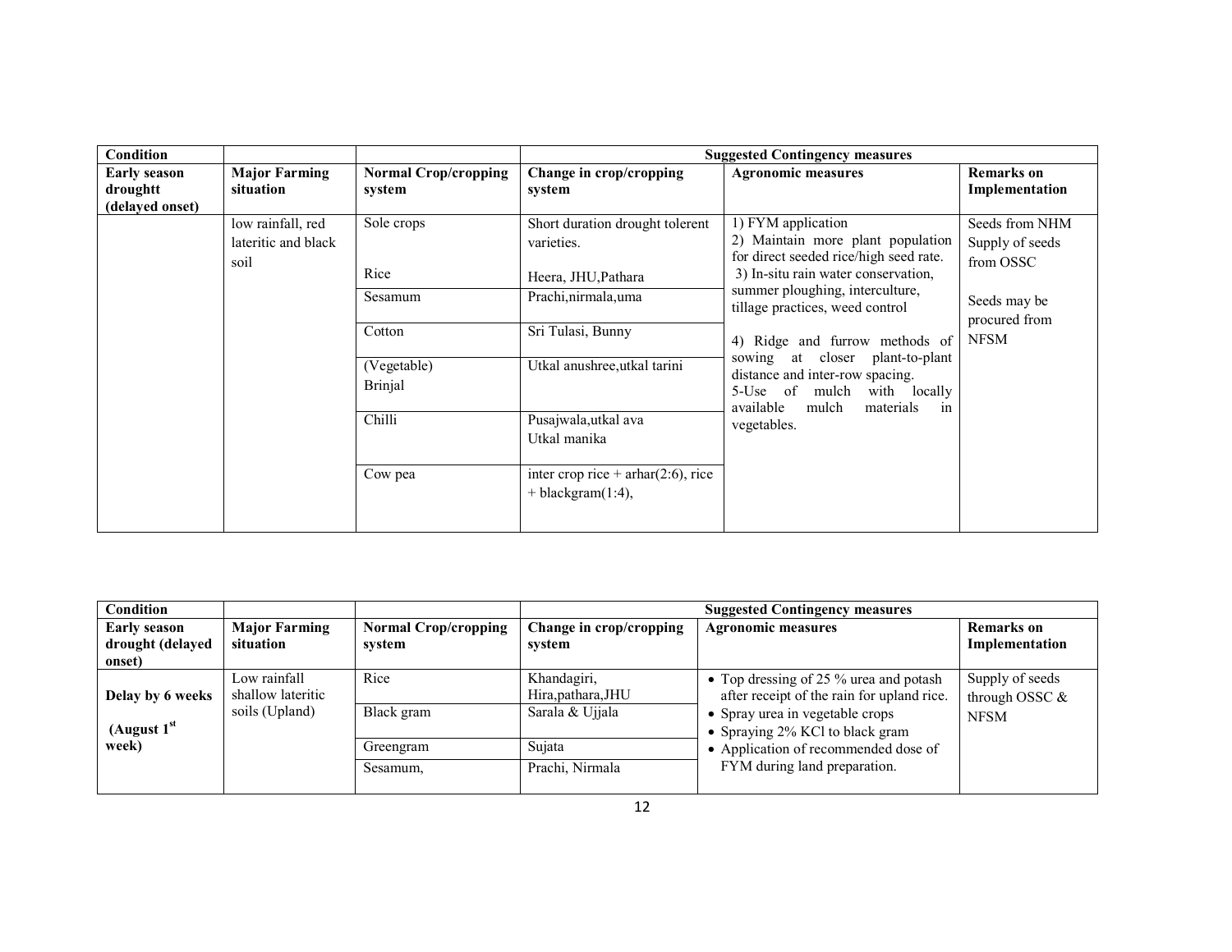| Condition | | | Suggested Contingency measures | | |
|---|---|---|---|---|---|
| Early season droughtt (delayed onset) | Major Farming situation | Normal Crop/cropping system | Change in crop/cropping system | Agronomic measures | Remarks on Implementation |
| | low rainfall, red lateritic and black soil | Sole crops<br><br>Rice | Short duration drought tolerent varieties.<br><br>Heera, JHU,Pathara | 1) FYM application<br>2) Maintain more plant population for direct seeded rice/high seed rate.<br>3) In-situ rain water conservation, summer ploughing, interculture, tillage practices, weed control<br><br>4) Ridge and furrow methods of sowing at closer plant-to-plant distance and inter-row spacing.<br>5-Use of mulch with locally available mulch materials in vegetables. | Seeds from NHM Supply of seeds from OSSC<br><br>Seeds may be procured from NFSM |
| | | Sesamum | Prachi,nirmala,uma | | |
| | | Cotton | Sri Tulasi, Bunny | | |
| | | (Vegetable)<br>Brinjal | Utkal anushree,utkal tarini | | |
| | | Chilli | Pusajwala,utkal ava<br>Utkal manika | | |
| | | Cow pea | inter crop rice + arhar(2:6), rice + blackgram(1:4), | | |

| Condition | | | Suggested Contingency measures | | |
|---|---|---|---|---|---|
| Early season drought (delayed onset) | Major Farming situation | Normal Crop/cropping system | Change in crop/cropping system | Agronomic measures | Remarks on Implementation |
| Delay by 6 weeks<br><br>(August 1[st] week) | Low rainfall shallow lateritic soils (Upland) | Rice | Khandagiri, Hira,pathara,JHU | • Top dressing of 25 % urea and potash after receipt of the rain for upland rice.<br>• Spray urea in vegetable crops<br>• Spraying 2% KCl to black gram<br>• Application of recommended dose of FYM during land preparation. | Supply of seeds through OSSC & NFSM |
| | | Black gram | Sarala & Ujjala | | |
| | | Greengram | Sujata | | |
| | | Sesamum, | Prachi, Nirmala | | |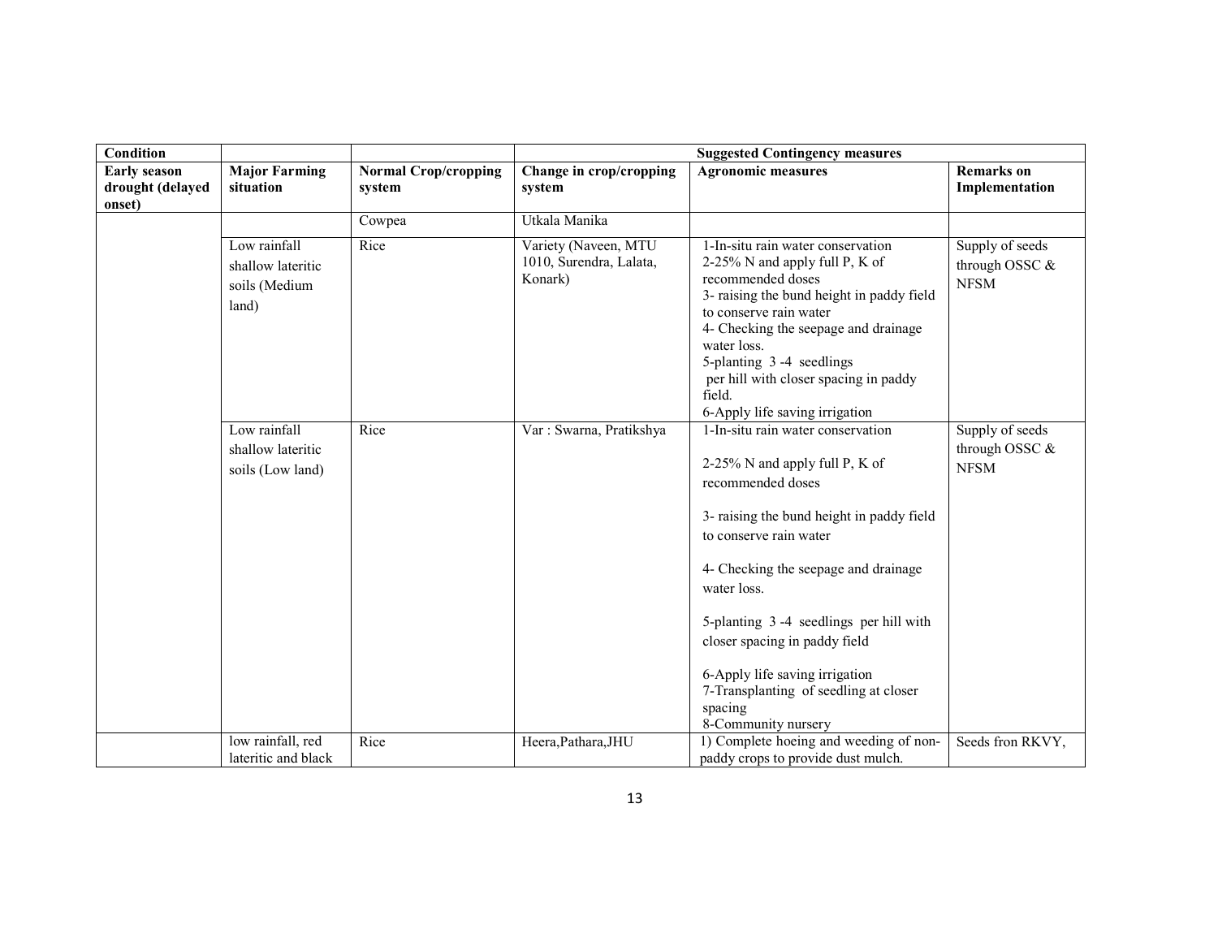| Condition | | | Suggested Contingency measures | | |
|---|---|---|---|---|---|
| Early season drought (delayed onset) | Major Farming situation | Normal Crop/cropping system | Change in crop/cropping system | Agronomic measures | Remarks on Implementation |
| | | Cowpea | Utkala Manika | | |
| | Low rainfall shallow lateritic soils (Medium land) | Rice | Variety (Naveen, MTU 1010, Surendra, Lalata, Konark) | 1-In-situ rain water conservation<br>2-25% N and apply full P, K of recommended doses<br>3- raising the bund height in paddy field to conserve rain water<br>4- Checking the seepage and drainage water loss.<br>5-planting 3 -4 seedlings per hill with closer spacing in paddy field.<br>6-Apply life saving irrigation | Supply of seeds through OSSC & NFSM |
| | Low rainfall shallow lateritic soils (Low land) | Rice | Var : Swarna, Pratikshya | 1-In-situ rain water conservation<br>2-25% N and apply full P, K of recommended doses<br>3- raising the bund height in paddy field to conserve rain water<br>4- Checking the seepage and drainage water loss.<br>5-planting 3 -4 seedlings per hill with closer spacing in paddy field<br>6-Apply life saving irrigation<br>7-Transplanting of seedling at closer spacing<br>8-Community nursery | Supply of seeds through OSSC & NFSM |
| | low rainfall, red lateritic and black | Rice | Heera,Pathara,JHU | 1) Complete hoeing and weeding of non-paddy crops to provide dust mulch. | Seeds fron RKVY, |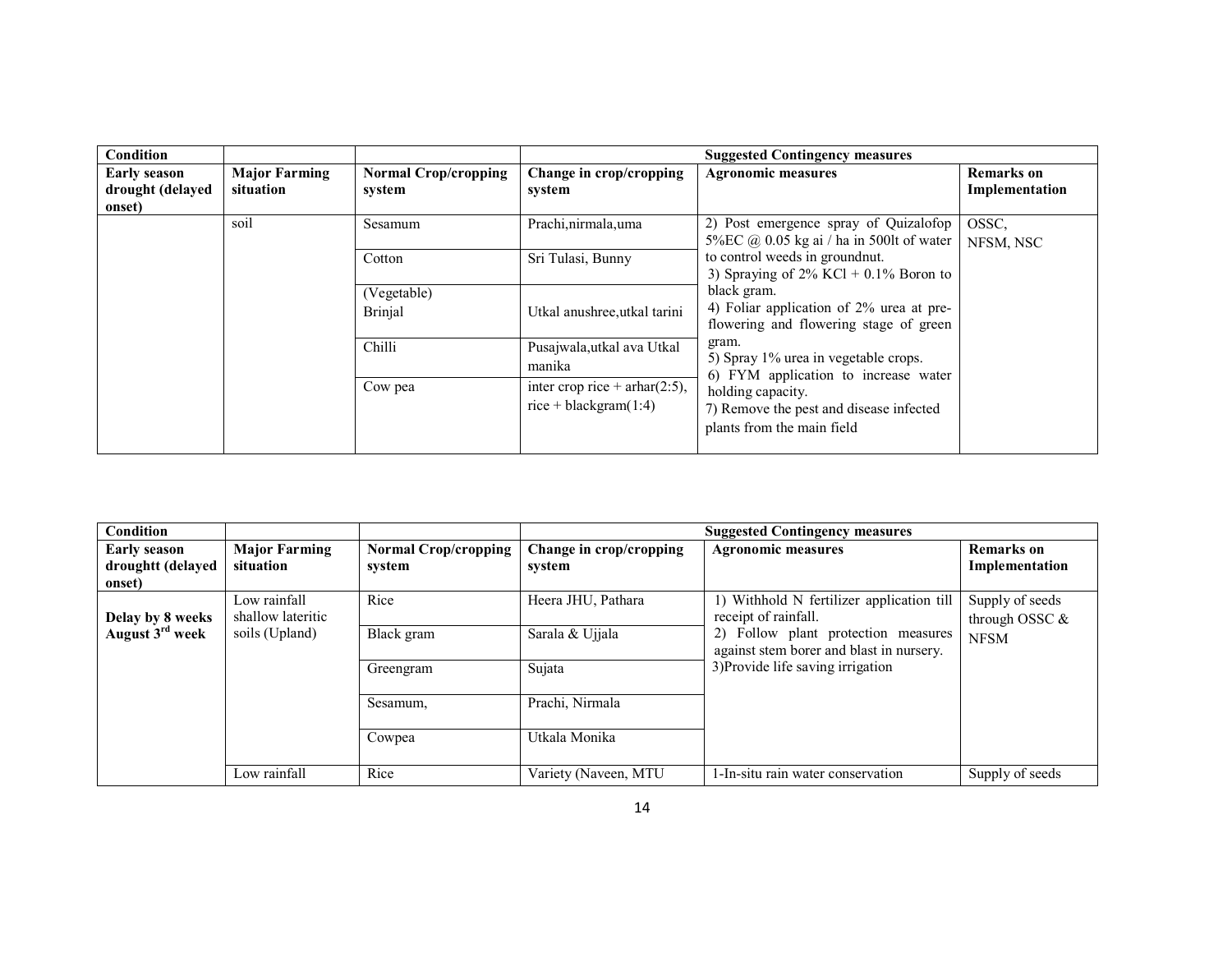| Condition | | | Suggested Contingency measures | | |
|---|---|---|---|---|---|
| **Early season drought (delayed onset)** | **Major Farming situation** | **Normal Crop/cropping system** | **Change in crop/cropping system** | **Agronomic measures** | **Remarks on Implementation** |
| | soil | Sesamum | Prachi,nirmala,uma | 2) Post emergence spray of Quizalofop 5%EC @ 0.05 kg ai / ha in 500lt of water to control weeds in groundnut.<br>3) Spraying of 2% KCl + 0.1% Boron to black gram.<br>4) Foliar application of 2% urea at pre-flowering and flowering stage of green gram.<br>5) Spray 1% urea in vegetable crops.<br>6) FYM application to increase water holding capacity.<br>7) Remove the pest and disease infected plants from the main field | OSSC, NFSM, NSC |
| | | Cotton | Sri Tulasi, Bunny | | |
| | | (Vegetable) Brinjal | Utkal anushree,utkal tarini | | |
| | | Chilli | Pusajwala,utkal ava Utkal manika | | |
| | | Cow pea | inter crop rice + arhar(2:5), rice + blackgram(1:4) | | |

| Condition | | | Suggested Contingency measures | | |
|---|---|---|---|---|---|
| **Early season droughtt (delayed onset)** | **Major Farming situation** | **Normal Crop/cropping system** | **Change in crop/cropping system** | **Agronomic measures** | **Remarks on Implementation** |
| **Delay by 8 weeks August 3rd week** | Low rainfall shallow lateritic soils (Upland) | Rice | Heera JHU, Pathara | 1) Withhold N fertilizer application till receipt of rainfall.<br>2) Follow plant protection measures against stem borer and blast in nursery.<br>3)Provide life saving irrigation | Supply of seeds through OSSC & NFSM |
| | | Black gram | Sarala & Ujjala | | |
| | | Greengram | Sujata | | |
| | | Sesamum, | Prachi, Nirmala | | |
| | | Cowpea | Utkala Monika | | |
| | Low rainfall | Rice | Variety (Naveen, MTU | 1-In-situ rain water conservation | Supply of seeds |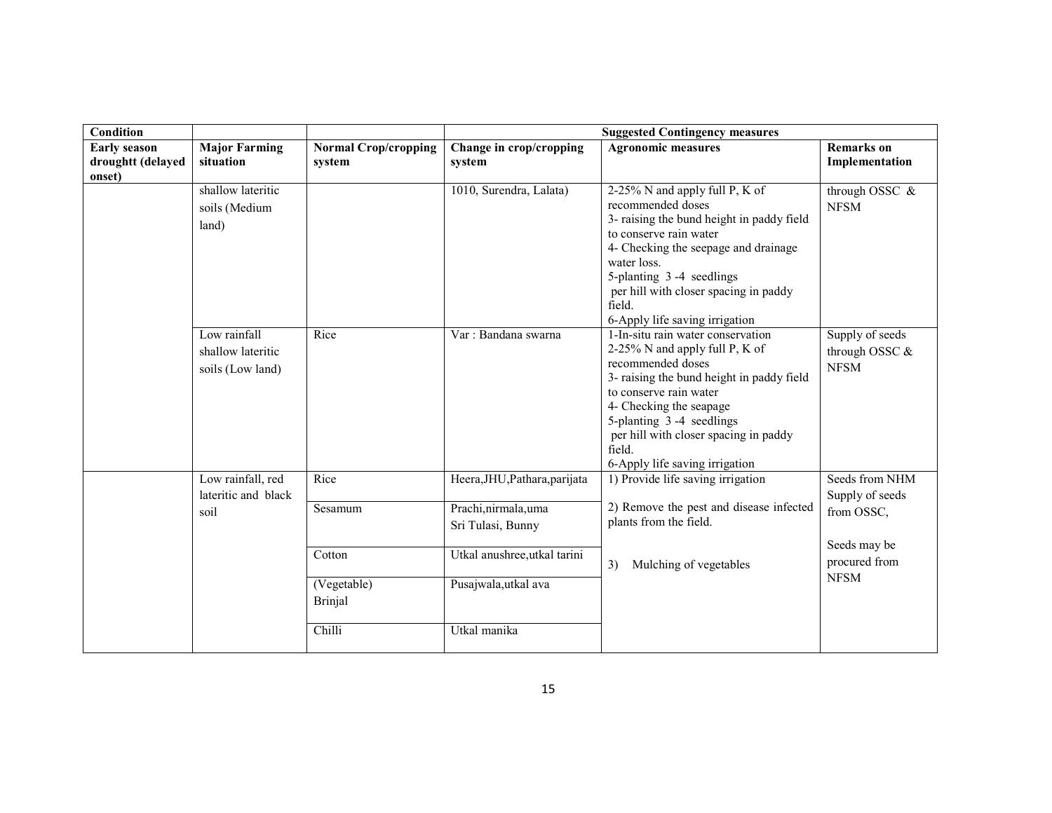| Condition | | | Suggested Contingency measures | | |
|---|---|---|---|---|---|
| **Early season droughtt (delayed onset)** | **Major Farming situation** | **Normal Crop/cropping system** | **Change in crop/cropping system** | **Agronomic measures** | **Remarks on Implementation** |
| | shallow lateritic soils (Medium land) | | 1010, Surendra, Lalata) | 2-25% N and apply full P, K of recommended doses<br>3- raising the bund height in paddy field to conserve rain water<br>4- Checking the seepage and drainage water loss.<br>5-planting 3 -4 seedlings per hill with closer spacing in paddy field.<br>6-Apply life saving irrigation | through OSSC & NFSM |
| | Low rainfall shallow lateritic soils (Low land) | Rice | Var : Bandana swarna | 1-In-situ rain water conservation<br>2-25% N and apply full P, K of recommended doses<br>3- raising the bund height in paddy field to conserve rain water<br>4- Checking the seapage<br>5-planting 3 -4 seedlings per hill with closer spacing in paddy field.<br>6-Apply life saving irrigation | Supply of seeds through OSSC & NFSM |
| | Low rainfall, red lateritic and black soil | Rice | Heera,JHU,Pathara,parijata | 1) Provide life saving irrigation<br>2) Remove the pest and disease infected plants from the field.<br>3) Mulching of vegetables | Seeds from NHM<br>Supply of seeds from OSSC,<br>Seeds may be procured from NFSM |
| | | Sesamum | Prachi,nirmala,uma Sri Tulasi, Bunny | | |
| | | Cotton | Utkal anushree,utkal tarini | | |
| | | (Vegetable) Brinjal | Pusajwala,utkal ava | | |
| | | Chilli | Utkal manika | | |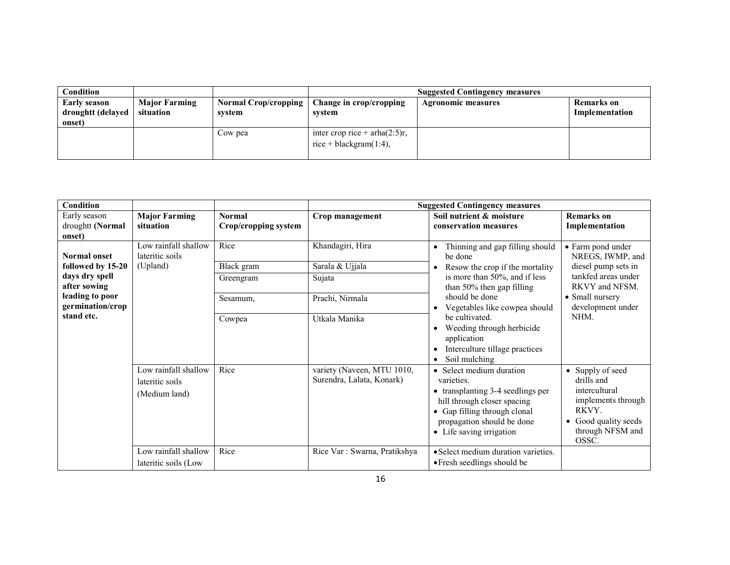| Condition | | | Suggested Contingency measures | | |
|---|---|---|---|---|---|
| Early season droughtt (delayed onset) | Major Farming situation | Normal Crop/cropping system | Change in crop/cropping system | Agronomic measures | Remarks on Implementation |
| | | Cow pea | inter crop rice + arha(2:5)r, rice + blackgram(1:4), | | |

| Condition | | | Suggested Contingency measures | | |
|---|---|---|---|---|---|
| Early season droughtt **(Normal onset)** | **Major Farming situation** | **Normal Crop/cropping system** | **Crop management** | **Soil nutrient & moisture conservation measures** | **Remarks on Implementation** |
| **Normal onset followed by 15-20 days dry spell after sowing leading to poor germination/crop stand etc.** | Low rainfall shallow lateritic soils (Upland) | Rice | Khandagiri, Hira | • Thinning and gap filling should be done<br>• Resow the crop if the mortality is more than 50%, and if less than 50% then gap filling should be done<br>• Vegetables like cowpea should be cultivated.<br>• Weeding through herbicide application<br>• Interculture tillage practices<br>• Soil mulching | • Farm pond under NREGS, IWMP, and diesel pump sets in tankfed areas under RKVY and NFSM.<br>• Small nursery development under NHM. |
| | | Black gram | Sarala & Ujjala | | |
| | | Greengram | Sujata | | |
| | | Sesamum, | Prachi, Nirmala | | |
| | | Cowpea | Utkala Manika | | |
| | Low rainfall shallow lateritic soils (Medium land) | Rice | variety (Naveen, MTU 1010, Surendra, Lalata, Konark) | • Select medium duration varieties.<br>• transplanting 3-4 seedlings per hill through closer spacing<br>• Gap filling through clonal propagation should be done<br>• Life saving irrigation | • Supply of seed drills and intercultural implements through RKVY.<br>• Good quality seeds through NFSM and OSSC. |
| | Low rainfall shallow lateritic soils (Low | Rice | Rice Var : Swarna, Pratikshya | • Select medium duration varieties.<br>• Fresh seedlings should be | |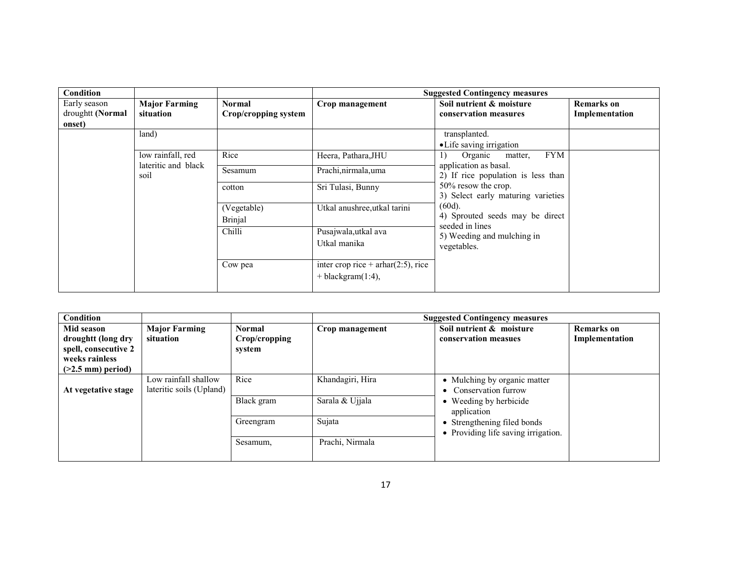| Condition | | | Suggested Contingency measures | | |
|---|---|---|---|---|---|
| Early season droughtt **(Normal onset)** | **Major Farming situation** | **Normal Crop/cropping system** | **Crop management** | **Soil nutrient & moisture conservation measures** | **Remarks on Implementation** |
| | land) | | | transplanted.<br>• Life saving irrigation | |
| | low rainfall, red lateritic and black soil | Rice | Heera, Pathara,JHU | 1) Organic matter, FYM application as basal.<br>2) If rice population is less than 50% resow the crop.<br>3) Select early maturing varieties (60d).<br>4) Sprouted seeds may be direct seeded in lines<br>5) Weeding and mulching in vegetables. | |
| | | Sesamum | Prachi,nirmala,uma | | |
| | | cotton | Sri Tulasi, Bunny | | |
| | | (Vegetable) Brinjal | Utkal anushree,utkal tarini | | |
| | | Chilli | Pusajwala,utkal ava Utkal manika | | |
| | | Cow pea | inter crop rice + arhar(2:5), rice + blackgram(1:4), | | |

| Condition | | | Suggested Contingency measures | | |
|---|---|---|---|---|---|
| **Mid season droughtt (long dry spell, consecutive 2 weeks rainless (>2.5 mm) period)** | **Major Farming situation** | **Normal Crop/cropping system** | **Crop management** | **Soil nutrient & moisture conservation measues** | **Remarks on Implementation** |
| **At vegetative stage** | Low rainfall shallow lateritic soils (Upland) | Rice | Khandagiri, Hira | • Mulching by organic matter<br>• Conservation furrow<br>• Weeding by herbicide application<br>• Strengthening filed bonds<br>• Providing life saving irrigation. | |
| | | Black gram | Sarala & Ujjala | | |
| | | Greengram | Sujata | | |
| | | Sesamum, | Prachi, Nirmala | | |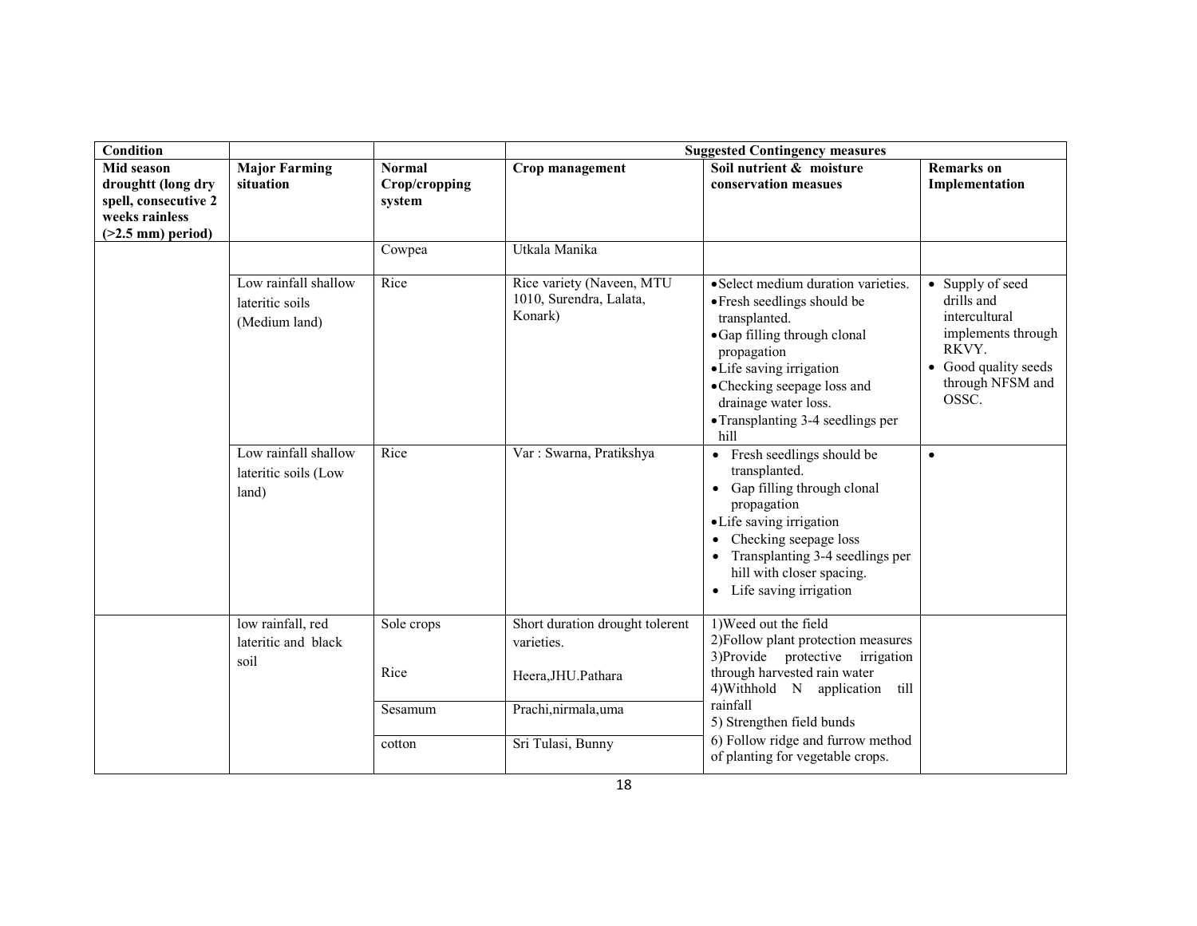| Condition | | | Suggested Contingency measures | | |
|---|---|---|---|---|---|
| Mid season droughtt (long dry spell, consecutive 2 weeks rainless (>2.5 mm) period) | Major Farming situation | Normal Crop/cropping system | Crop management | Soil nutrient & moisture conservation measues | Remarks on Implementation |
| | | Cowpea | Utkala Manika | | |
| | Low rainfall shallow lateritic soils (Medium land) | Rice | Rice variety (Naveen, MTU 1010, Surendra, Lalata, Konark) | • Select medium duration varieties.<br>• Fresh seedlings should be transplanted.<br>• Gap filling through clonal propagation<br>• Life saving irrigation<br>• Checking seepage loss and drainage water loss.<br>• Transplanting 3-4 seedlings per hill | • Supply of seed drills and intercultural implements through RKVY.<br>• Good quality seeds through NFSM and OSSC. |
| | Low rainfall shallow lateritic soils (Low land) | Rice | Var : Swarna, Pratikshya | • Fresh seedlings should be transplanted.<br>• Gap filling through clonal propagation<br>• Life saving irrigation<br>• Checking seepage loss<br>• Transplanting 3-4 seedlings per hill with closer spacing.<br>• Life saving irrigation | • |
| | low rainfall, red lateritic and black soil | Sole crops | Short duration drought tolerent varieties. | 1)Weed out the field<br>2)Follow plant protection measures<br>3)Provide protective irrigation through harvested rain water<br>4)Withhold N application till rainfall<br>5) Strengthen field bunds<br>6) Follow ridge and furrow method of planting for vegetable crops. | |
| | | Rice | Heera,JHU.Pathara | | |
| | | Sesamum | Prachi,nirmala,uma | | |
| | | cotton | Sri Tulasi, Bunny | | |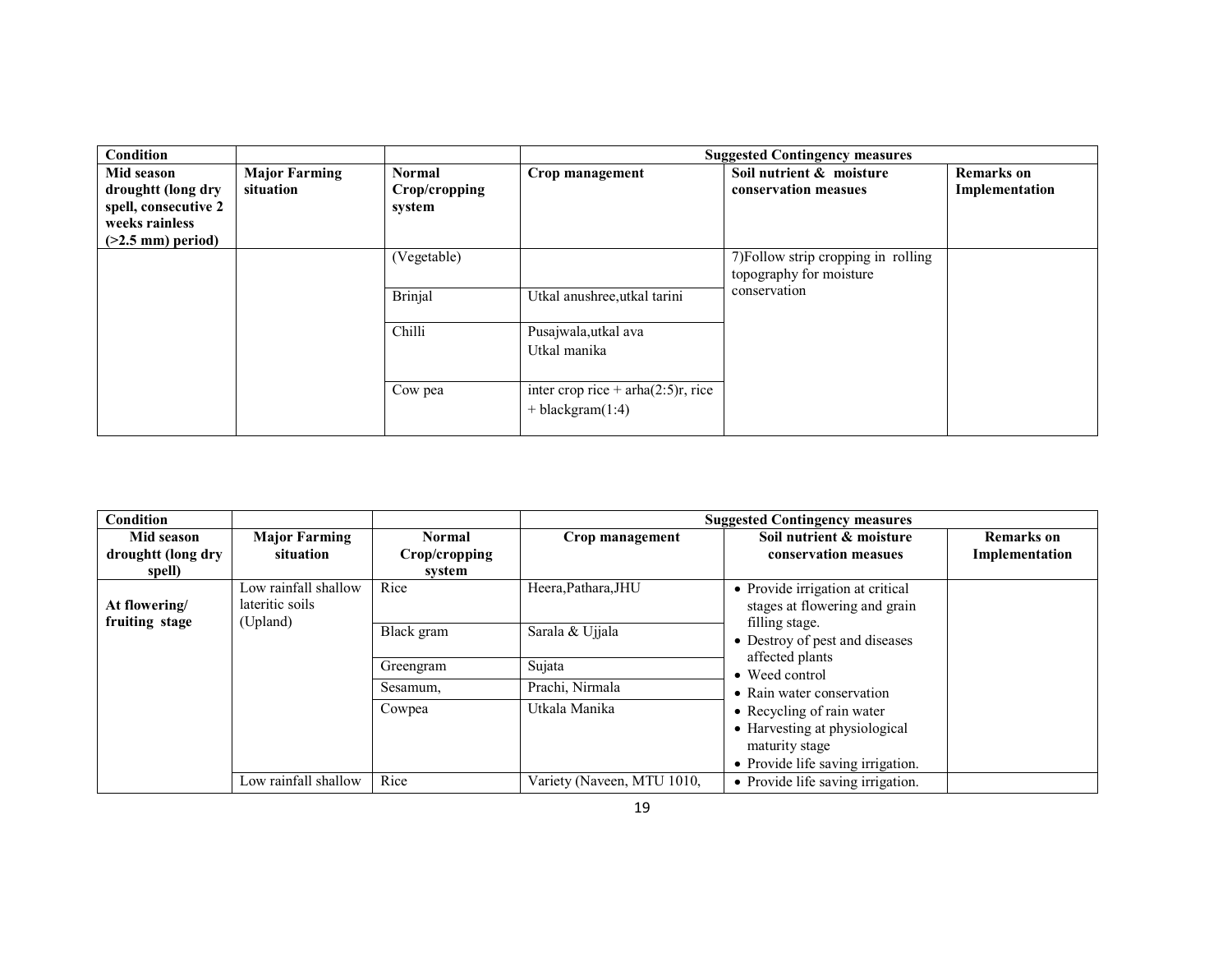| Condition | | | Suggested Contingency measures | | |
|---|---|---|---|---|---|
| **Mid season droughtt (long dry spell, consecutive 2 weeks rainless (>2.5 mm) period)** | **Major Farming situation** | **Normal Crop/cropping system** | **Crop management** | **Soil nutrient & moisture conservation measues** | **Remarks on Implementation** |
| | | (Vegetable) | | 7)Follow strip cropping in rolling topography for moisture conservation | |
| | | Brinjal | Utkal anushree,utkal tarini | | |
| | | Chilli | Pusajwala,utkal ava<br>Utkal manika | | |
| | | Cow pea | inter crop rice + arha(2:5)r, rice + blackgram(1:4) | | |

| Condition | | | Suggested Contingency measures | | |
|---|---|---|---|---|---|
| **Mid season droughtt (long dry spell)** | **Major Farming situation** | **Normal Crop/cropping system** | **Crop management** | **Soil nutrient & moisture conservation measues** | **Remarks on Implementation** |
| **At flowering/ fruiting stage** | Low rainfall shallow lateritic soils (Upland) | Rice | Heera,Pathara,JHU | • Provide irrigation at critical stages at flowering and grain filling stage.<br>• Destroy of pest and diseases affected plants<br>• Weed control<br>• Rain water conservation<br>• Recycling of rain water<br>• Harvesting at physiological maturity stage<br>• Provide life saving irrigation. | |
| | | Black gram | Sarala & Ujjala | | |
| | | Greengram | Sujata | | |
| | | Sesamum, | Prachi, Nirmala | | |
| | | Cowpea | Utkala Manika | | |
| | Low rainfall shallow | Rice | Variety (Naveen, MTU 1010, | • Provide life saving irrigation. | |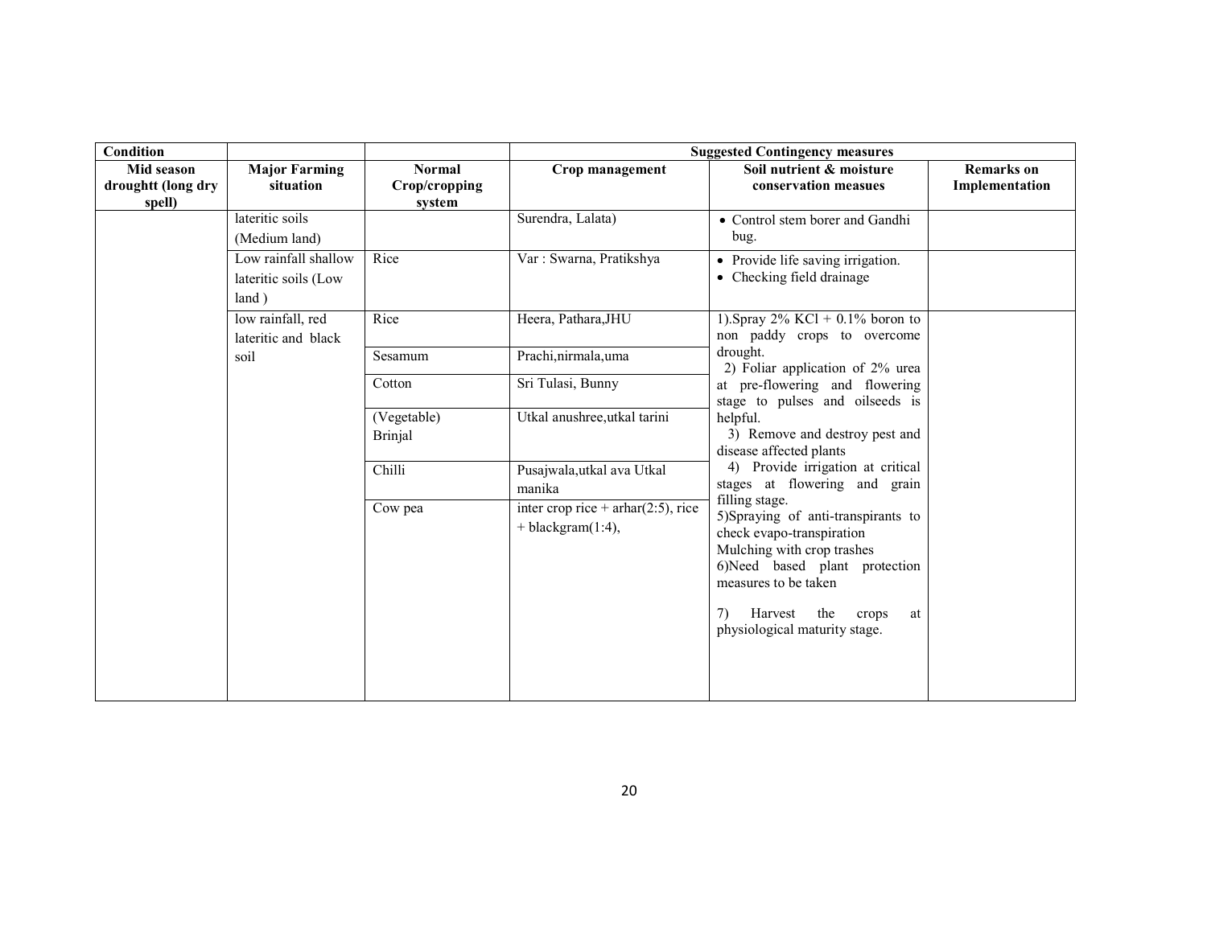| Condition | | | Suggested Contingency measures | | |
|---|---|---|---|---|---|
| Mid season droughtt (long dry spell) | Major Farming situation | Normal Crop/cropping system | Crop management | Soil nutrient & moisture conservation measues | Remarks on Implementation |
| | lateritic soils (Medium land) | | Surendra, Lalata) | • Control stem borer and Gandhi bug. | |
| | Low rainfall shallow lateritic soils (Low land ) | Rice | Var : Swarna, Pratikshya | • Provide life saving irrigation.<br>• Checking field drainage | |
| | low rainfall, red lateritic and black soil | Rice | Heera, Pathara,JHU | 1).Spray 2% KCl + 0.1% boron to non paddy crops to overcome drought.<br>2) Foliar application of 2% urea at pre-flowering and flowering stage to pulses and oilseeds is helpful.<br>3) Remove and destroy pest and disease affected plants<br>4) Provide irrigation at critical stages at flowering and grain filling stage.<br>5)Spraying of anti-transpirants to check evapo-transpiration<br>Mulching with crop trashes<br>6)Need based plant protection measures to be taken<br>7) Harvest the crops at physiological maturity stage. | |
| | | Sesamum | Prachi,nirmala,uma | | |
| | | Cotton | Sri Tulasi, Bunny | | |
| | | (Vegetable) Brinjal | Utkal anushree,utkal tarini | | |
| | | Chilli | Pusajwala,utkal ava Utkal manika | | |
| | | Cow pea | inter crop rice + arhar(2:5), rice + blackgram(1:4), | | |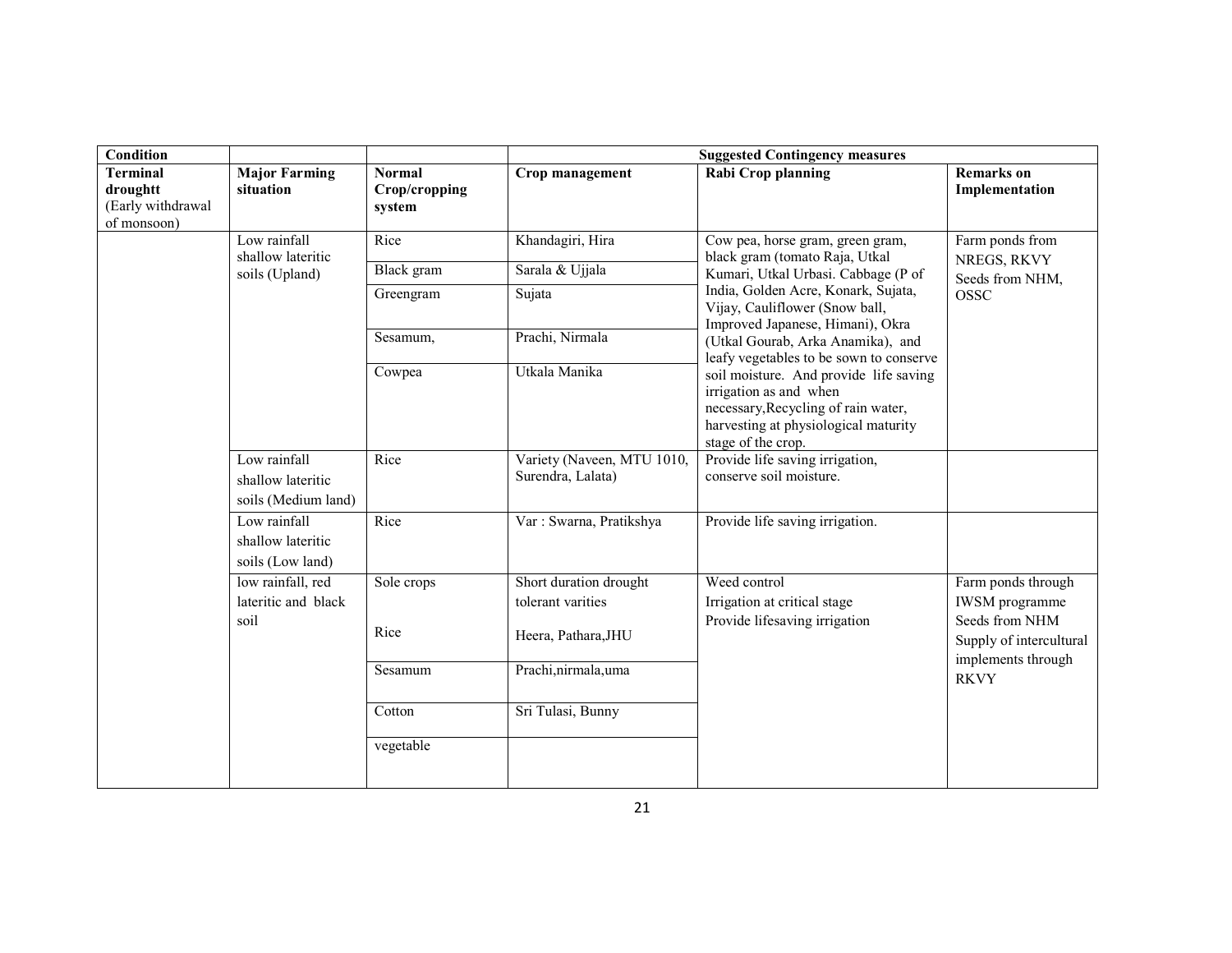| Condition | | | Suggested Contingency measures | | |
|---|---|---|---|---|---|
| **Terminal droughtt** (Early withdrawal of monsoon) | **Major Farming situation** | **Normal Crop/cropping system** | **Crop management** | **Rabi Crop planning** | **Remarks on Implementation** |
| | Low rainfall shallow lateritic soils (Upland) | Rice | Khandagiri, Hira | Cow pea, horse gram, green gram, black gram (tomato Raja, Utkal Kumari, Utkal Urbasi. Cabbage (P of India, Golden Acre, Konark, Sujata, Vijay, Cauliflower (Snow ball, Improved Japanese, Himani), Okra (Utkal Gourab, Arka Anamika), and leafy vegetables to be sown to conserve soil moisture. And provide life saving irrigation as and when necessary,Recycling of rain water, harvesting at physiological maturity stage of the crop. | Farm ponds from NREGS, RKVY Seeds from NHM, OSSC |
| | | Black gram | Sarala & Ujjala | | |
| | | Greengram | Sujata | | |
| | | Sesamum, | Prachi, Nirmala | | |
| | | Cowpea | Utkala Manika | | |
| | Low rainfall shallow lateritic soils (Medium land) | Rice | Variety (Naveen, MTU 1010, Surendra, Lalata) | Provide life saving irrigation, conserve soil moisture. | |
| | Low rainfall shallow lateritic soils (Low land) | Rice | Var : Swarna, Pratikshya | Provide life saving irrigation. | |
| | low rainfall, red lateritic and black soil | Sole crops | Short duration drought tolerant varities | Weed control<br>Irrigation at critical stage<br>Provide lifesaving irrigation | Farm ponds through IWSM programme<br>Seeds from NHM<br>Supply of intercultural implements through RKVY |
| | | Rice | Heera, Pathara,JHU | | |
| | | Sesamum | Prachi,nirmala,uma | | |
| | | Cotton | Sri Tulasi, Bunny | | |
| | | vegetable | | | |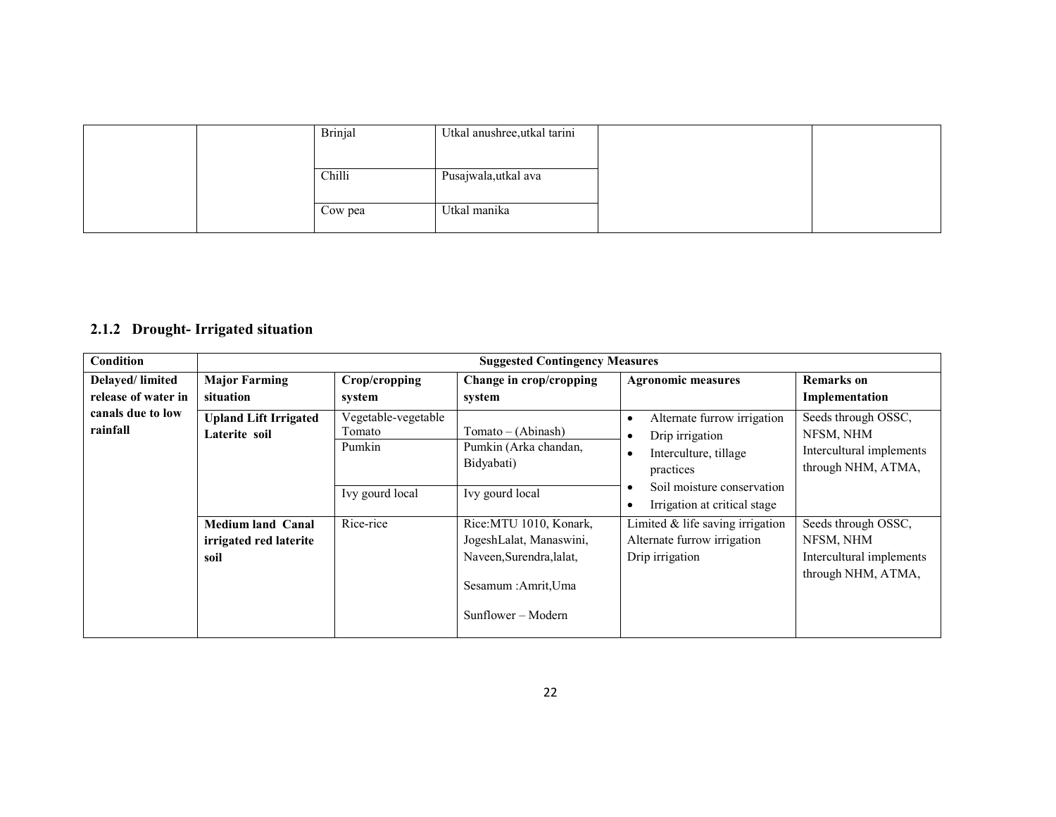| | | Crop/cropping system | Change in crop/cropping system | Agronomic measures | Remarks on Implementation |
|---|---|---|---|---|---|
| | | Brinjal | Utkal anushree,utkal tarini | | |
| | | Chilli | Pusajwala,utkal ava | | |
| | | Cow pea | Utkal manika | | |

### 2.1.2 Drought- Irrigated situation

| Condition | Suggested Contingency Measures | | | | |
|---|---|---|---|---|---|
| | **Major Farming situation** | **Crop/cropping system** | **Change in crop/cropping system** | **Agronomic measures** | **Remarks on Implementation** |
| **Delayed/ limited release of water in canals due to low rainfall** | **Upland Lift Irrigated Laterite soil** | Vegetable-vegetable Tomato | Tomato – (Abinash) | • Alternate furrow irrigation<br>• Drip irrigation<br>• Interculture, tillage practices<br>• Soil moisture conservation<br>• Irrigation at critical stage | Seeds through OSSC, NFSM, NHM<br>Intercultural implements through NHM, ATMA, |
| | | Pumkin | Pumkin (Arka chandan, Bidyabati) | | |
| | | Ivy gourd local | Ivy gourd local | | |
| | **Medium land Canal irrigated red laterite soil** | Rice-rice | Rice:MTU 1010, Konark, JogeshLalat, Manaswini, Naveen,Surendra,lalat,<br><br>Sesamum :Amrit,Uma<br><br>Sunflower – Modern | Limited & life saving irrigation<br>Alternate furrow irrigation<br>Drip irrigation | Seeds through OSSC, NFSM, NHM<br>Intercultural implements through NHM, ATMA, |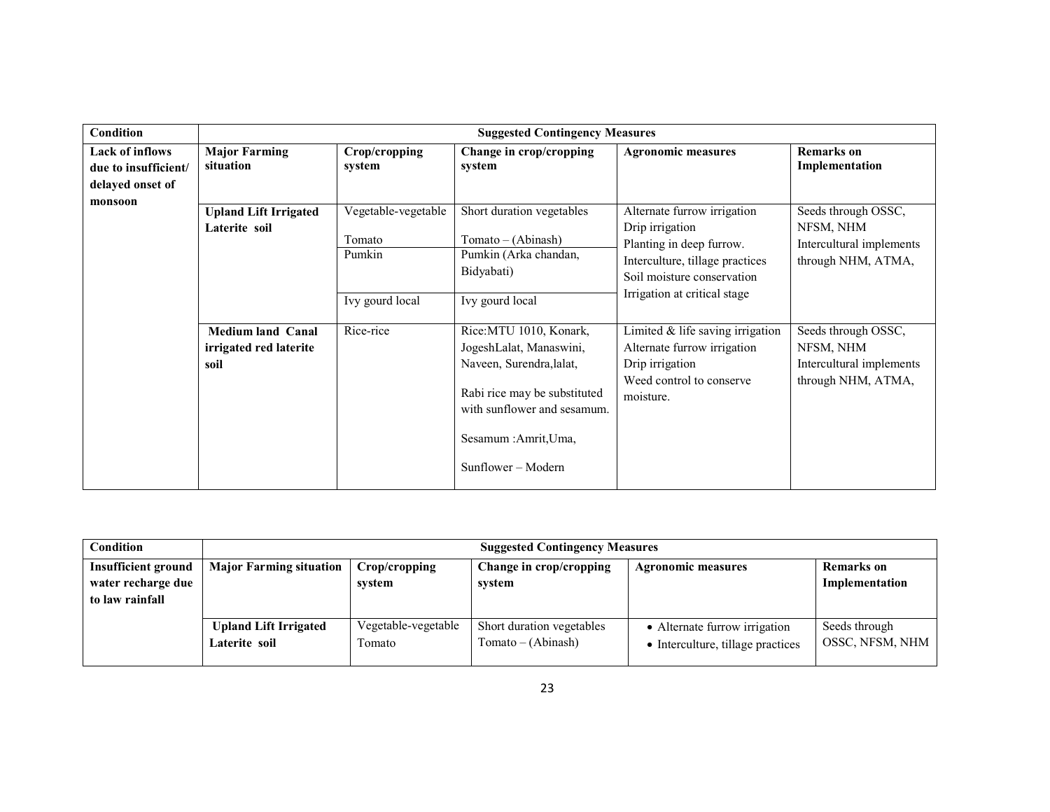| Condition | Suggested Contingency Measures | | | | |
|---|---|---|---|---|---|
| | **Major Farming situation** | **Crop/cropping system** | **Change in crop/cropping system** | **Agronomic measures** | **Remarks on Implementation** |
| **Lack of inflows due to insufficient/ delayed onset of monsoon** | **Upland Lift Irrigated Laterite soil** | Vegetable-vegetable<br>Tomato | Short duration vegetables<br>Tomato – (Abinash) | Alternate furrow irrigation<br>Drip irrigation<br>Planting in deep furrow.<br>Interculture, tillage practices<br>Soil moisture conservation<br>Irrigation at critical stage | Seeds through OSSC, NFSM, NHM<br>Intercultural implements through NHM, ATMA, |
| | | Pumkin | Pumkin (Arka chandan, Bidyabati) | | |
| | | Ivy gourd local | Ivy gourd local | | |
| | **Medium land Canal irrigated red laterite soil** | Rice-rice | Rice:MTU 1010, Konark, JogeshLalat, Manaswini, Naveen, Surendra,lalat,<br>Rabi rice may be substituted with sunflower and sesamum.<br>Sesamum :Amrit,Uma,<br>Sunflower – Modern | Limited & life saving irrigation<br>Alternate furrow irrigation<br>Drip irrigation<br>Weed control to conserve moisture. | Seeds through OSSC, NFSM, NHM<br>Intercultural implements through NHM, ATMA, |

| Condition | Suggested Contingency Measures | | | | |
|---|---|---|---|---|---|
| **Insufficient ground water recharge due to law rainfall** | **Major Farming situation** | **Crop/cropping system** | **Change in crop/cropping system** | **Agronomic measures** | **Remarks on Implementation** |
| | **Upland Lift Irrigated Laterite soil** | Vegetable-vegetable<br>Tomato | Short duration vegetables<br>Tomato – (Abinash) | • Alternate furrow irrigation<br>• Interculture, tillage practices | Seeds through OSSC, NFSM, NHM |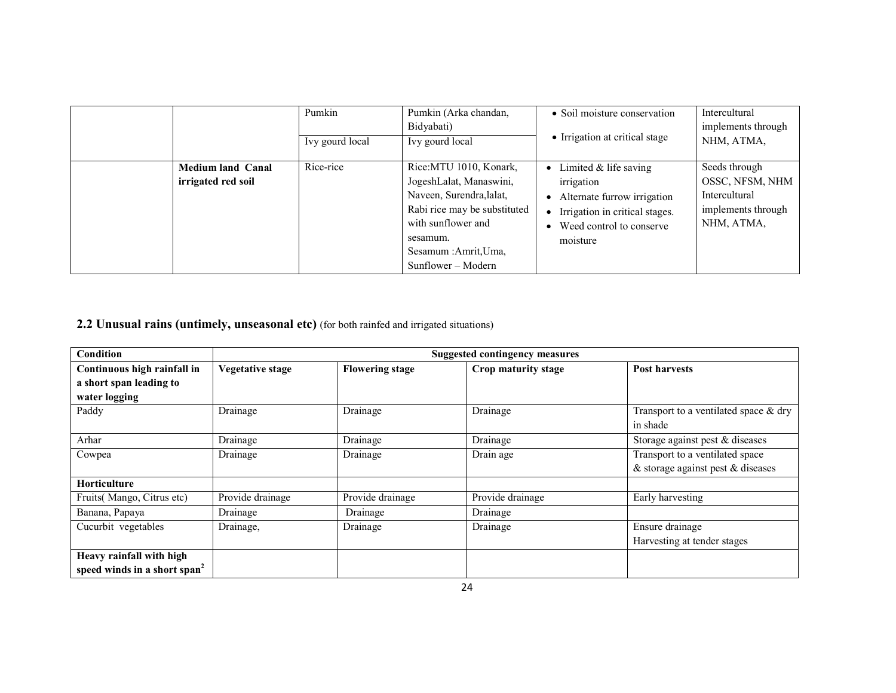| | | Pumkin | Pumkin (Arka chandan, Bidyabati) | • Soil moisture conservation<br>• Irrigation at critical stage | Intercultural implements through NHM, ATMA, |
|---|---|---|---|---|---|
| | | Ivy gourd local | Ivy gourd local | | |
| | **Medium land Canal irrigated red soil** | Rice-rice | Rice:MTU 1010, Konark, JogeshLalat, Manaswini, Naveen, Surendra,lalat, Rabi rice may be substituted with sunflower and sesamum.<br>Sesamum :Amrit,Uma,<br>Sunflower – Modern | • Limited & life saving irrigation<br>• Alternate furrow irrigation<br>• Irrigation in critical stages.<br>• Weed control to conserve moisture | Seeds through OSSC, NFSM, NHM Intercultural implements through NHM, ATMA, |

## 2.2 Unusual rains (untimely, unseasonal etc) (for both rainfed and irrigated situations)

| **Condition** | **Suggested contingency measures** | | | |
|---|---|---|---|---|
| **Continuous high rainfall in a short span leading to water logging** | **Vegetative stage** | **Flowering stage** | **Crop maturity stage** | **Post harvests** |
| Paddy | Drainage | Drainage | Drainage | Transport to a ventilated space & dry in shade |
| Arhar | Drainage | Drainage | Drainage | Storage against pest & diseases |
| Cowpea | Drainage | Drainage | Drain age | Transport to a ventilated space & storage against pest & diseases |
| **Horticulture** | | | | |
| Fruits( Mango, Citrus etc) | Provide drainage | Provide drainage | Provide drainage | Early harvesting |
| Banana, Papaya | Drainage | Drainage | Drainage | |
| Cucurbit vegetables | Drainage, | Drainage | Drainage | Ensure drainage<br>Harvesting at tender stages |
| **Heavy rainfall with high speed winds in a short span[2]** | | | | |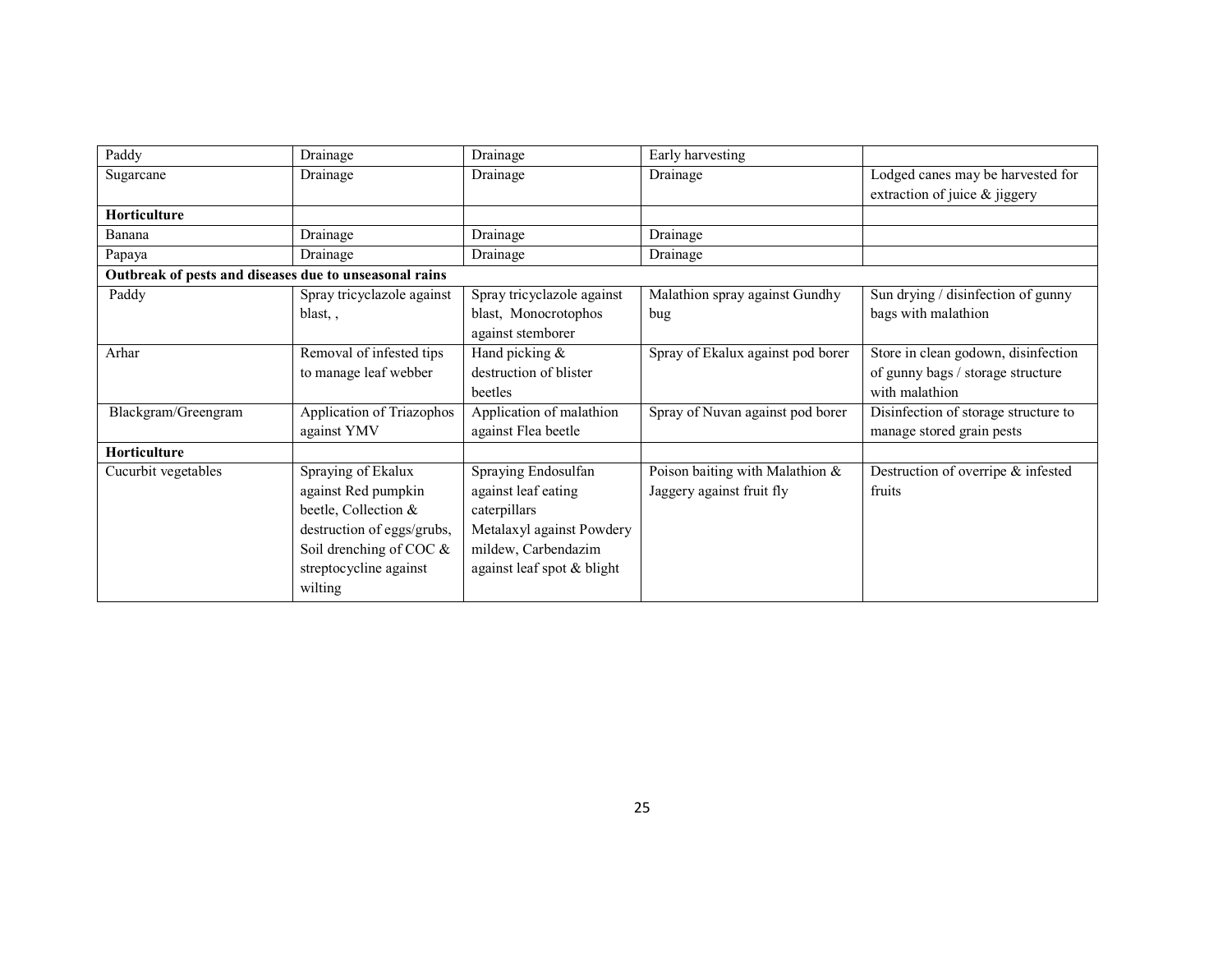| | | | | |
|---|---|---|---|---|
| Paddy | Drainage | Drainage | Early harvesting | |
| Sugarcane | Drainage | Drainage | Drainage | Lodged canes may be harvested for extraction of juice & jiggery |
| **Horticulture** | | | | |
| Banana | Drainage | Drainage | Drainage | |
| Papaya | Drainage | Drainage | Drainage | |
| **Outbreak of pests and diseases due to unseasonal rains** | | | | |
| Paddy | Spray tricyclazole against blast, , | Spray tricyclazole against blast, Monocrotophos against stemborer | Malathion spray against Gundhy bug | Sun drying / disinfection of gunny bags with malathion |
| Arhar | Removal of infested tips to manage leaf webber | Hand picking & destruction of blister beetles | Spray of Ekalux against pod borer | Store in clean godown, disinfection of gunny bags / storage structure with malathion |
| Blackgram/Greengram | Application of Triazophos against YMV | Application of malathion against Flea beetle | Spray of Nuvan against pod borer | Disinfection of storage structure to manage stored grain pests |
| **Horticulture** | | | | |
| Cucurbit vegetables | Spraying of Ekalux against Red pumpkin beetle, Collection & destruction of eggs/grubs, Soil drenching of COC & streptocycline against wilting | Spraying Endosulfan against leaf eating caterpillars Metalaxyl against Powdery mildew, Carbendazim against leaf spot & blight | Poison baiting with Malathion & Jaggery against fruit fly | Destruction of overripe & infested fruits |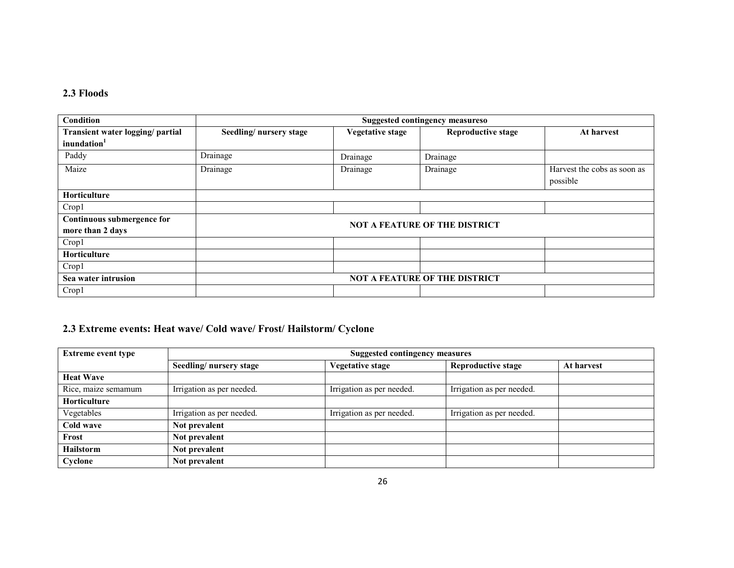## 2.3 Floods

| Condition | Suggested contingency measureso | | | |
|---|---|---|---|---|
| Transient water logging/ partial inundation[1] | Seedling/ nursery stage | Vegetative stage | Reproductive stage | At harvest |
| Paddy | Drainage | Drainage | Drainage | |
| Maize | Drainage | Drainage | Drainage | Harvest the cobs as soon as possible |
| **Horticulture** | | | | |
| Crop1 | | | | |
| **Continuous submergence for more than 2 days** | **NOT A FEATURE OF THE DISTRICT** | | | |
| Crop1 | | | | |
| **Horticulture** | | | | |
| Crop1 | | | | |
| **Sea water intrusion** | **NOT A FEATURE OF THE DISTRICT** | | | |
| Crop1 | | | | |

## 2.3 Extreme events: Heat wave/ Cold wave/ Frost/ Hailstorm/ Cyclone

| Extreme event type | Suggested contingency measures | | | |
|---|---|---|---|---|
| | Seedling/ nursery stage | Vegetative stage | Reproductive stage | At harvest |
| **Heat Wave** | | | | |
| Rice, maize semamum | Irrigation as per needed. | Irrigation as per needed. | Irrigation as per needed. | |
| **Horticulture** | | | | |
| Vegetables | Irrigation as per needed. | Irrigation as per needed. | Irrigation as per needed. | |
| **Cold wave** | **Not prevalent** | | | |
| **Frost** | **Not prevalent** | | | |
| **Hailstorm** | **Not prevalent** | | | |
| **Cyclone** | **Not prevalent** | | | |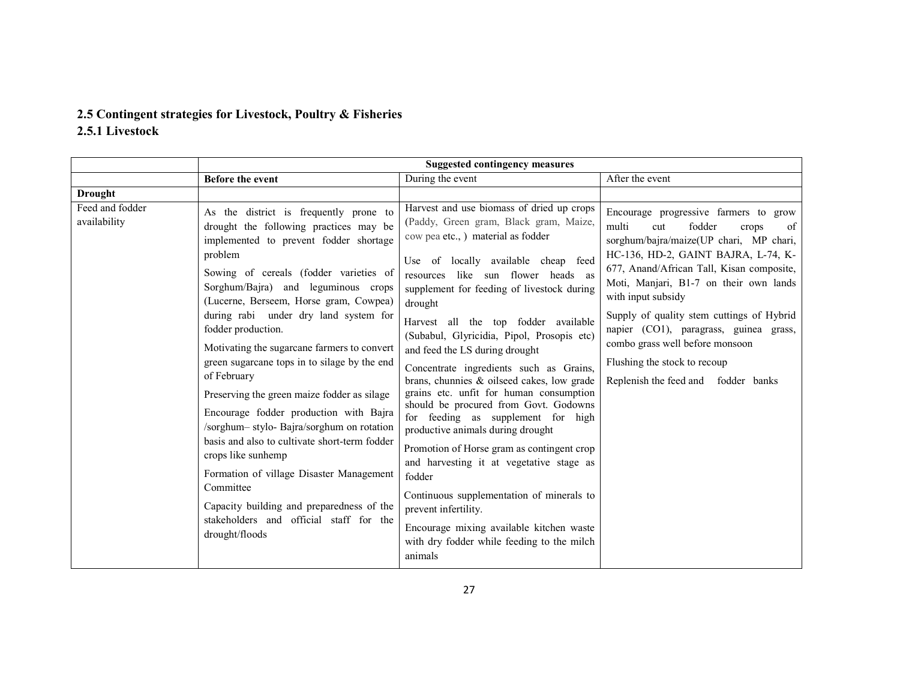## 2.5 Contingent strategies for Livestock, Poultry & Fisheries

### 2.5.1 Livestock

| | Suggested contingency measures | | |
|---|---|---|---|
| | **Before the event** | During the event | After the event |
| **Drought** | | | |
| Feed and fodder availability | As the district is frequently prone to drought the following practices may be implemented to prevent fodder shortage problem<br><br>Sowing of cereals (fodder varieties of Sorghum/Bajra) and leguminous crops (Lucerne, Berseem, Horse gram, Cowpea) during rabi under dry land system for fodder production.<br><br>Motivating the sugarcane farmers to convert green sugarcane tops in to silage by the end of February<br><br>Preserving the green maize fodder as silage<br><br>Encourage fodder production with Bajra /sorghum– stylo- Bajra/sorghum on rotation basis and also to cultivate short-term fodder crops like sunhemp<br><br>Formation of village Disaster Management Committee<br><br>Capacity building and preparedness of the stakeholders and official staff for the drought/floods | Harvest and use biomass of dried up crops (Paddy, Green gram, Black gram, Maize, cow pea etc., ) material as fodder<br><br>Use of locally available cheap feed resources like sun flower heads as supplement for feeding of livestock during drought<br><br>Harvest all the top fodder available (Subabul, Glyricidia, Pipol, Prosopis etc) and feed the LS during drought<br><br>Concentrate ingredients such as Grains, brans, chunnies & oilseed cakes, low grade grains etc. unfit for human consumption should be procured from Govt. Godowns for feeding as supplement for high productive animals during drought<br><br>Promotion of Horse gram as contingent crop and harvesting it at vegetative stage as fodder<br><br>Continuous supplementation of minerals to prevent infertility.<br><br>Encourage mixing available kitchen waste with dry fodder while feeding to the milch animals | Encourage progressive farmers to grow multi cut fodder crops of sorghum/bajra/maize(UP chari, MP chari, HC-136, HD-2, GAINT BAJRA, L-74, K-677, Anand/African Tall, Kisan composite, Moti, Manjari, B1-7 on their own lands with input subsidy<br><br>Supply of quality stem cuttings of Hybrid napier (CO1), paragrass, guinea grass, combo grass well before monsoon<br><br>Flushing the stock to recoup<br><br>Replenish the feed and fodder banks |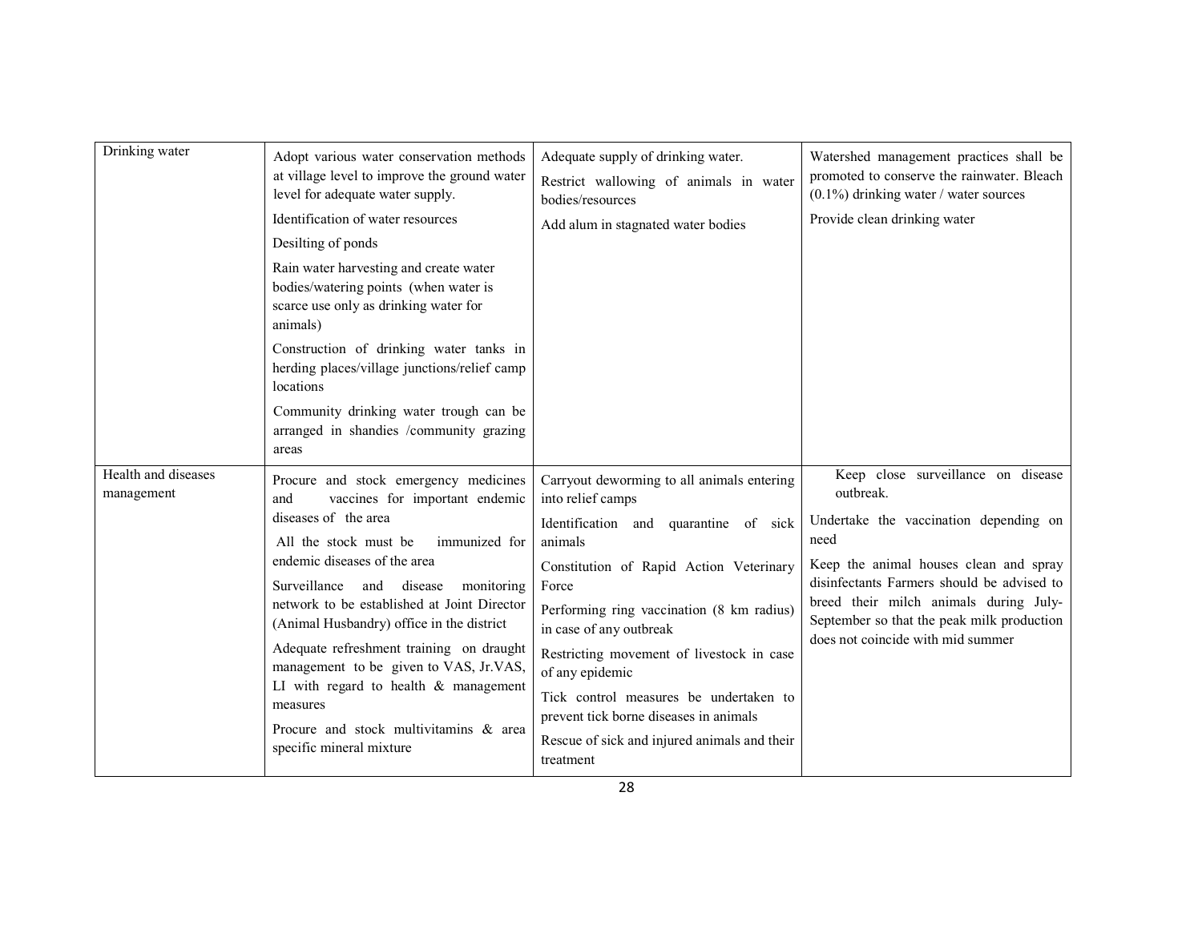| Drinking water | Adopt various water conservation methods at village level to improve the ground water level for adequate water supply.<br>Identification of water resources<br>Desilting of ponds<br>Rain water harvesting and create water bodies/watering points (when water is scarce use only as drinking water for animals)<br>Construction of drinking water tanks in herding places/village junctions/relief camp locations<br>Community drinking water trough can be arranged in shandies /community grazing areas | Adequate supply of drinking water.<br>Restrict wallowing of animals in water bodies/resources<br>Add alum in stagnated water bodies | Watershed management practices shall be promoted to conserve the rainwater. Bleach (0.1%) drinking water / water sources<br>Provide clean drinking water |
|---|---|---|---|
| Health and diseases management | Procure and stock emergency medicines and vaccines for important endemic diseases of the area<br>All the stock must be immunized for endemic diseases of the area<br>Surveillance and disease monitoring network to be established at Joint Director (Animal Husbandry) office in the district<br>Adequate refreshment training on draught management to be given to VAS, Jr.VAS, LI with regard to health & management measures<br>Procure and stock multivitamins & area specific mineral mixture | Carryout deworming to all animals entering into relief camps<br>Identification and quarantine of sick animals<br>Constitution of Rapid Action Veterinary Force<br>Performing ring vaccination (8 km radius) in case of any outbreak<br>Restricting movement of livestock in case of any epidemic<br>Tick control measures be undertaken to prevent tick borne diseases in animals<br>Rescue of sick and injured animals and their treatment | Keep close surveillance on disease outbreak.<br>Undertake the vaccination depending on need<br>Keep the animal houses clean and spray disinfectants Farmers should be advised to breed their milch animals during July-September so that the peak milk production does not coincide with mid summer |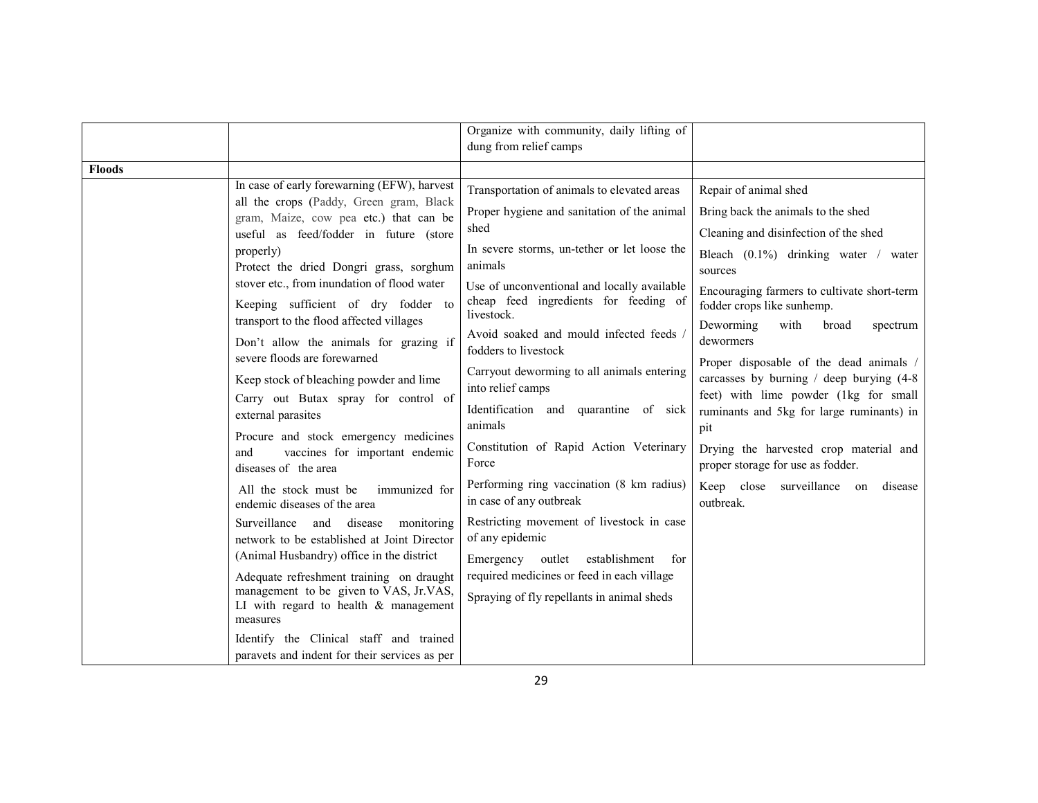| | | | |
|---|---|---|---|
| | | Organize with community, daily lifting of dung from relief camps | |
| **Floods** | | | |
| | In case of early forewarning (EFW), harvest all the crops (Paddy, Green gram, Black gram, Maize, cow pea etc.) that can be useful as feed/fodder in future (store properly)<br>Protect the dried Dongri grass, sorghum stover etc., from inundation of flood water<br>Keeping sufficient of dry fodder to transport to the flood affected villages<br>Don't allow the animals for grazing if severe floods are forewarned<br>Keep stock of bleaching powder and lime<br>Carry out Butax spray for control of external parasites<br>Procure and stock emergency medicines and vaccines for important endemic diseases of the area<br>All the stock must be immunized for endemic diseases of the area<br>Surveillance and disease monitoring network to be established at Joint Director (Animal Husbandry) office in the district<br>Adequate refreshment training on draught management to be given to VAS, Jr.VAS, LI with regard to health & management measures<br>Identify the Clinical staff and trained paravets and indent for their services as per | Transportation of animals to elevated areas<br>Proper hygiene and sanitation of the animal shed<br>In severe storms, un-tether or let loose the animals<br>Use of unconventional and locally available cheap feed ingredients for feeding of livestock.<br>Avoid soaked and mould infected feeds / fodders to livestock<br>Carryout deworming to all animals entering into relief camps<br>Identification and quarantine of sick animals<br>Constitution of Rapid Action Veterinary Force<br>Performing ring vaccination (8 km radius) in case of any outbreak<br>Restricting movement of livestock in case of any epidemic<br>Emergency outlet establishment for required medicines or feed in each village<br>Spraying of fly repellants in animal sheds | Repair of animal shed<br>Bring back the animals to the shed<br>Cleaning and disinfection of the shed<br>Bleach (0.1%) drinking water / water sources<br>Encouraging farmers to cultivate short-term fodder crops like sunhemp.<br>Deworming with broad spectrum dewormers<br>Proper disposable of the dead animals / carcasses by burning / deep burying (4-8 feet) with lime powder (1kg for small ruminants and 5kg for large ruminants) in pit<br>Drying the harvested crop material and proper storage for use as fodder.<br>Keep close surveillance on disease outbreak. |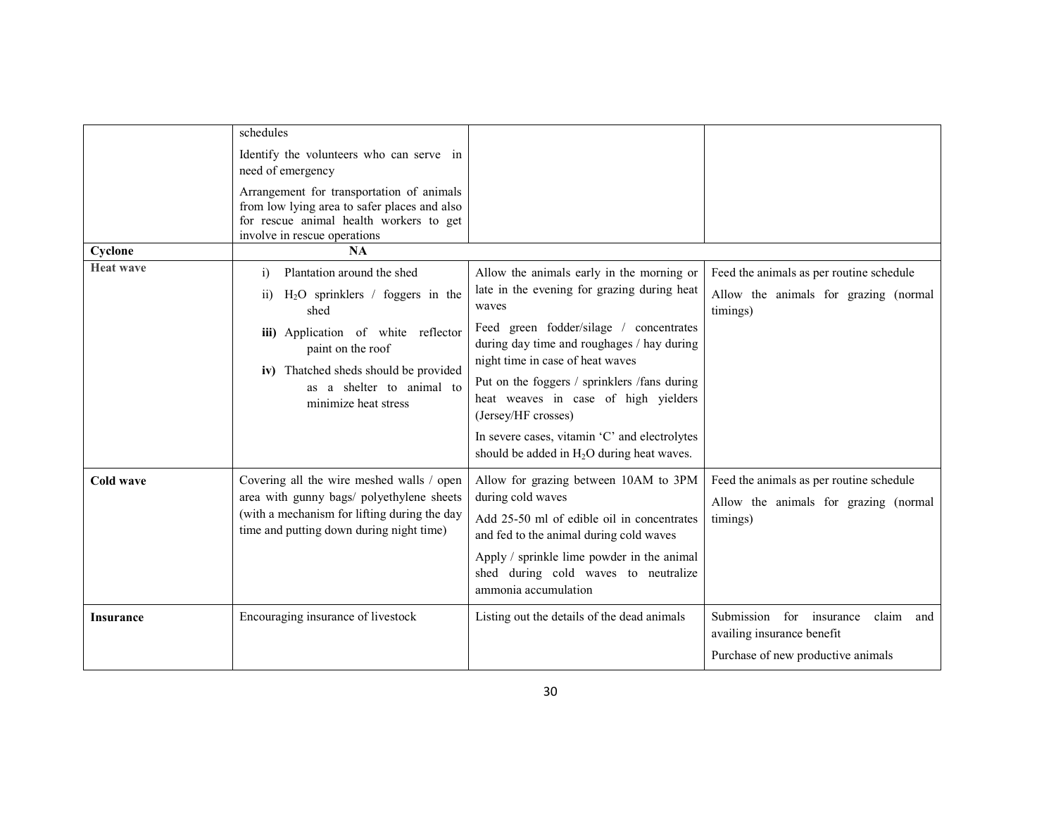| | | | |
|---|---|---|---|
| | schedules<br>Identify the volunteers who can serve in need of emergency<br>Arrangement for transportation of animals from low lying area to safer places and also for rescue animal health workers to get involve in rescue operations | | |
| **Cyclone** | **NA** | | |
| **Heat wave** | i) Plantation around the shed<br>ii) $H_2O$ sprinklers / foggers in the shed<br>**iii)** Application of white reflector paint on the roof<br>**iv)** Thatched sheds should be provided as a shelter to animal to minimize heat stress | Allow the animals early in the morning or late in the evening for grazing during heat waves<br>Feed green fodder/silage / concentrates during day time and roughages / hay during night time in case of heat waves<br>Put on the foggers / sprinklers /fans during heat weaves in case of high yielders (Jersey/HF crosses)<br>In severe cases, vitamin 'C' and electrolytes should be added in $H_2O$ during heat waves. | Feed the animals as per routine schedule<br>Allow the animals for grazing (normal timings) |
| **Cold wave** | Covering all the wire meshed walls / open area with gunny bags/ polyethylene sheets (with a mechanism for lifting during the day time and putting down during night time) | Allow for grazing between 10AM to 3PM during cold waves<br>Add 25-50 ml of edible oil in concentrates and fed to the animal during cold waves<br>Apply / sprinkle lime powder in the animal shed during cold waves to neutralize ammonia accumulation | Feed the animals as per routine schedule<br>Allow the animals for grazing (normal timings) |
| **Insurance** | Encouraging insurance of livestock | Listing out the details of the dead animals | Submission for insurance claim and availing insurance benefit<br>Purchase of new productive animals |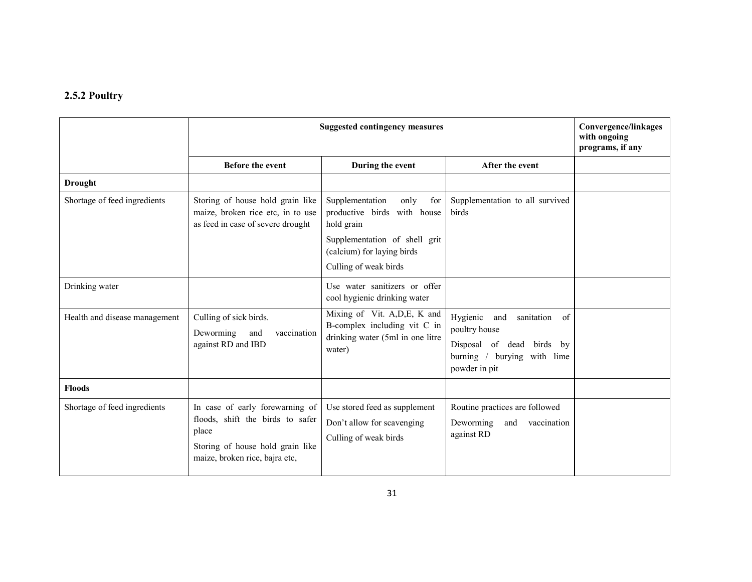### 2.5.2 Poultry

| | Suggested contingency measures | | | Convergence/linkages with ongoing programs, if any |
|---|---|---|---|---|
| | **Before the event** | **During the event** | **After the event** | |
| **Drought** | | | | |
| Shortage of feed ingredients | Storing of house hold grain like maize, broken rice etc, in to use as feed in case of severe drought | Supplementation only for productive birds with house hold grain<br>Supplementation of shell grit (calcium) for laying birds<br>Culling of weak birds | Supplementation to all survived birds | |
| Drinking water | | Use water sanitizers or offer cool hygienic drinking water | | |
| Health and disease management | Culling of sick birds.<br>Deworming and vaccination against RD and IBD | Mixing of Vit. A,D,E, K and B-complex including vit C in drinking water (5ml in one litre water) | Hygienic and sanitation of poultry house<br>Disposal of dead birds by burning / burying with lime powder in pit | |
| **Floods** | | | | |
| Shortage of feed ingredients | In case of early forewarning of floods, shift the birds to safer place<br>Storing of house hold grain like maize, broken rice, bajra etc, | Use stored feed as supplement<br>Don't allow for scavenging<br>Culling of weak birds | Routine practices are followed<br>Deworming and vaccination against RD | |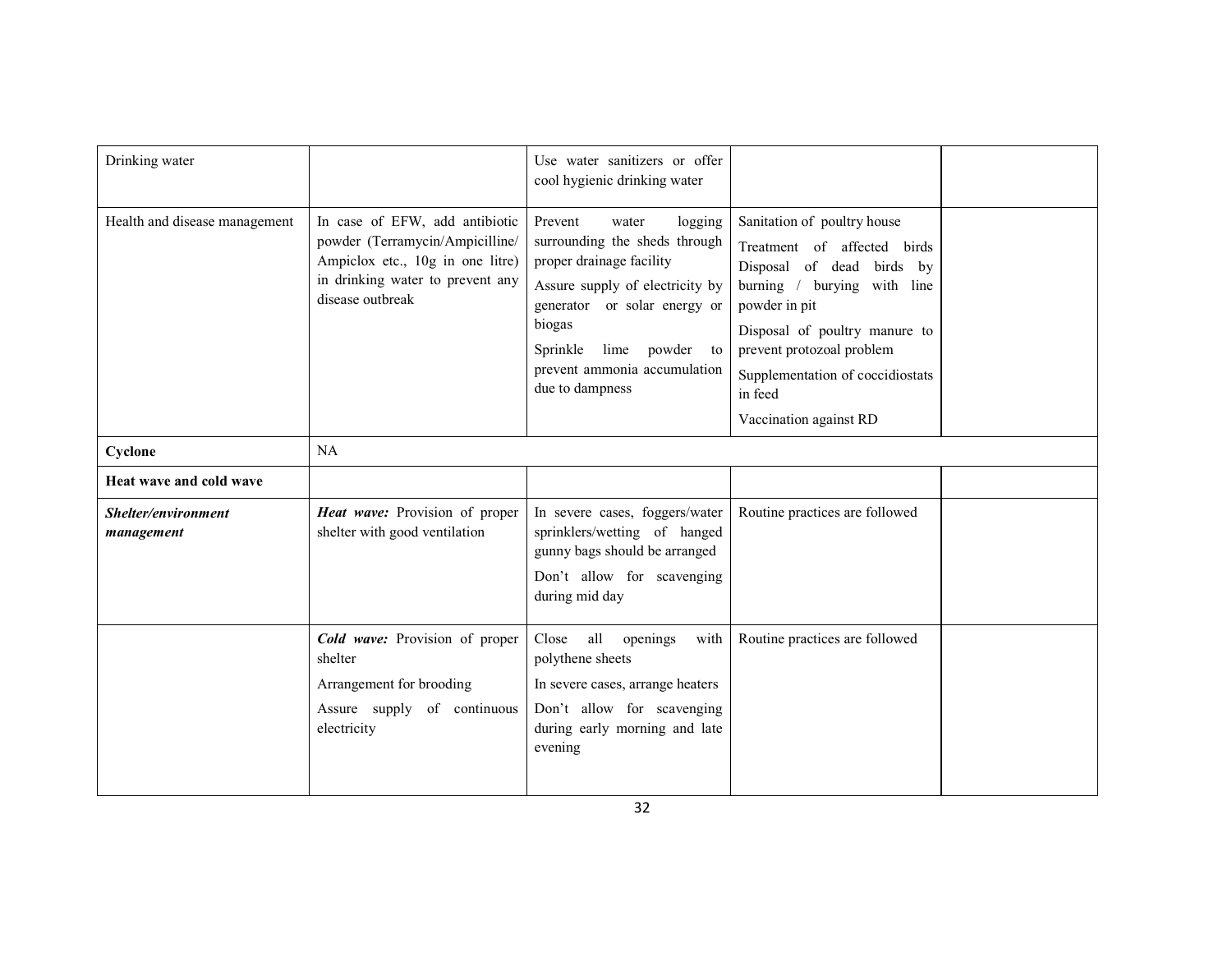| | | | | |
|---|---|---|---|---|
| Drinking water | | Use water sanitizers or offer cool hygienic drinking water | | |
| Health and disease management | In case of EFW, add antibiotic powder (Terramycin/Ampicilline/ Ampiclox etc., 10g in one litre) in drinking water to prevent any disease outbreak | Prevent water logging surrounding the sheds through proper drainage facility<br>Assure supply of electricity by generator or solar energy or biogas<br>Sprinkle lime powder to prevent ammonia accumulation due to dampness | Sanitation of poultry house<br>Treatment of affected birds<br>Disposal of dead birds by burning / burying with line powder in pit<br>Disposal of poultry manure to prevent protozoal problem<br>Supplementation of coccidiostats in feed<br>Vaccination against RD | |
| **Cyclone** | NA | | | |
| **Heat wave and cold wave** | | | | |
| ***Shelter/environment management*** | ***Heat wave:*** Provision of proper shelter with good ventilation | In severe cases, foggers/water sprinklers/wetting of hanged gunny bags should be arranged<br>Don't allow for scavenging during mid day | Routine practices are followed | |
| | ***Cold wave:*** Provision of proper shelter<br>Arrangement for brooding<br>Assure supply of continuous electricity | Close all openings with polythene sheets<br>In severe cases, arrange heaters<br>Don't allow for scavenging during early morning and late evening | Routine practices are followed | |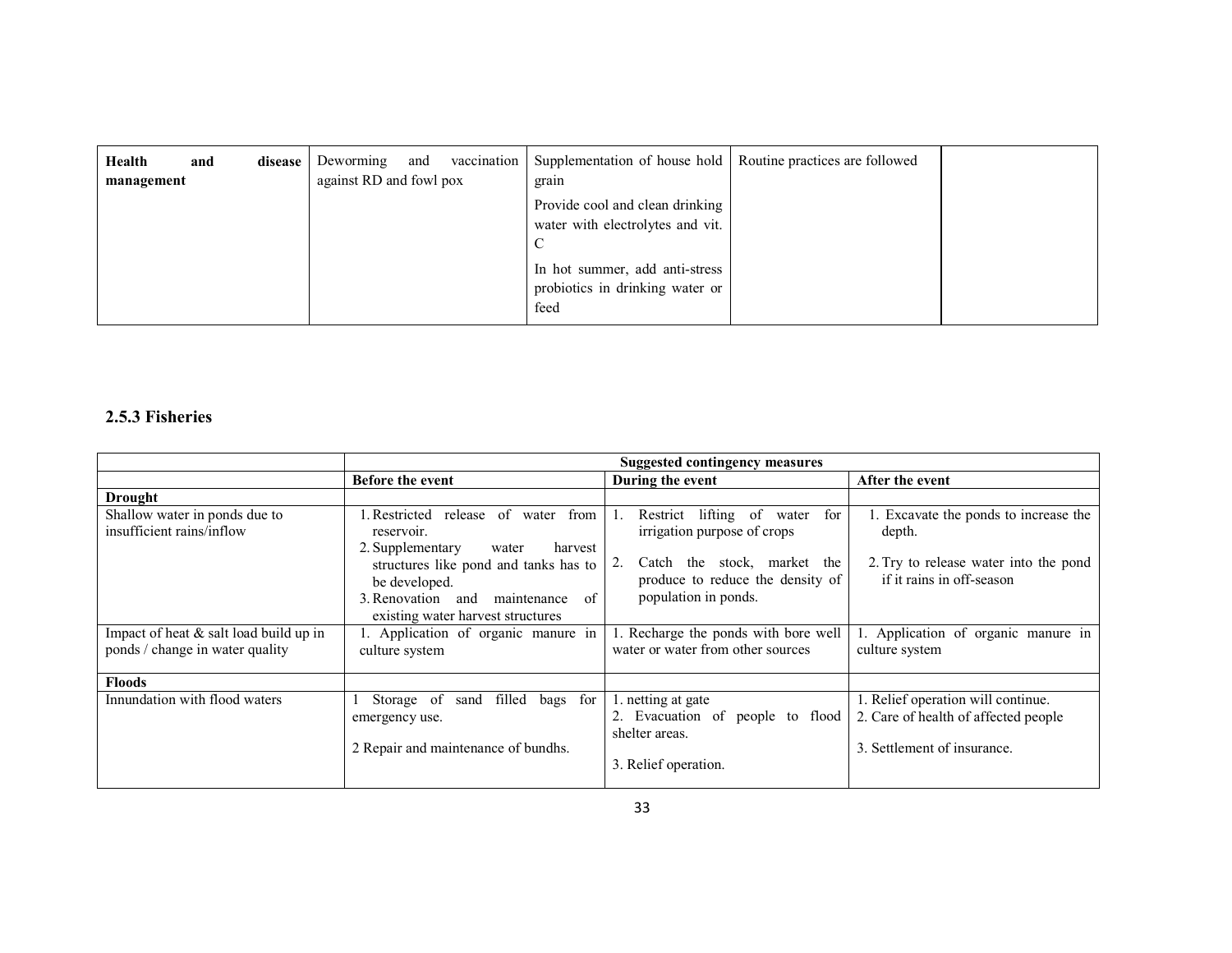| Health and disease management | Deworming and vaccination against RD and fowl pox | Supplementation of house hold grain<br>Provide cool and clean drinking water with electrolytes and vit. C<br>In hot summer, add anti-stress probiotics in drinking water or feed | Routine practices are followed | |
|---|---|---|---|---|

### 2.5.3 Fisheries

| | Suggested contingency measures | | |
|---|---|---|---|
| | **Before the event** | **During the event** | **After the event** |
| **Drought** | | | |
| Shallow water in ponds due to insufficient rains/inflow | 1. Restricted release of water from reservoir.<br>2. Supplementary water harvest structures like pond and tanks has to be developed.<br>3. Renovation and maintenance of existing water harvest structures | 1. Restrict lifting of water for irrigation purpose of crops<br>2. Catch the stock, market the produce to reduce the density of population in ponds. | 1. Excavate the ponds to increase the depth.<br>2. Try to release water into the pond if it rains in off-season |
| Impact of heat & salt load build up in ponds / change in water quality | 1. Application of organic manure in culture system | 1. Recharge the ponds with bore well water or water from other sources | 1. Application of organic manure in culture system |
| **Floods** | | | |
| Innundation with flood waters | 1 Storage of sand filled bags for emergency use.<br>2 Repair and maintenance of bundhs. | 1. netting at gate<br>2. Evacuation of people to flood shelter areas.<br>3. Relief operation. | 1. Relief operation will continue.<br>2. Care of health of affected people<br>3. Settlement of insurance. |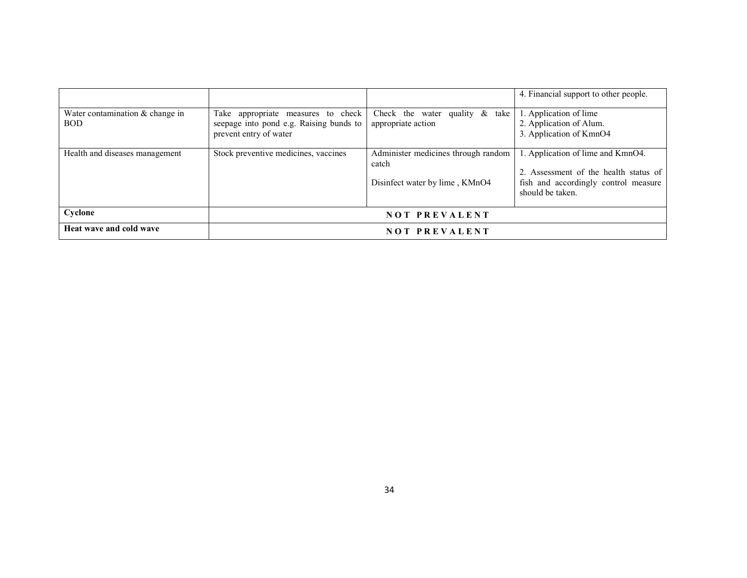| | | | |
|---|---|---|---|
| | | | 4. Financial support to other people. |
| Water contamination & change in BOD | Take appropriate measures to check seepage into pond e.g. Raising bunds to prevent entry of water | Check the water quality & take appropriate action | 1. Application of lime<br>2. Application of Alum.<br>3. Application of $KmnO_4$ |
| Health and diseases management | Stock preventive medicines, vaccines | Administer medicines through random catch<br><br>Disinfect water by lime , $KMnO_4$ | 1. Application of lime and $KmnO_4$.<br><br>2. Assessment of the health status of fish and accordingly control measure should be taken. |
| **Cyclone** | NOT PREVALENT | | |
| **Heat wave and cold wave** | NOT PREVALENT | | |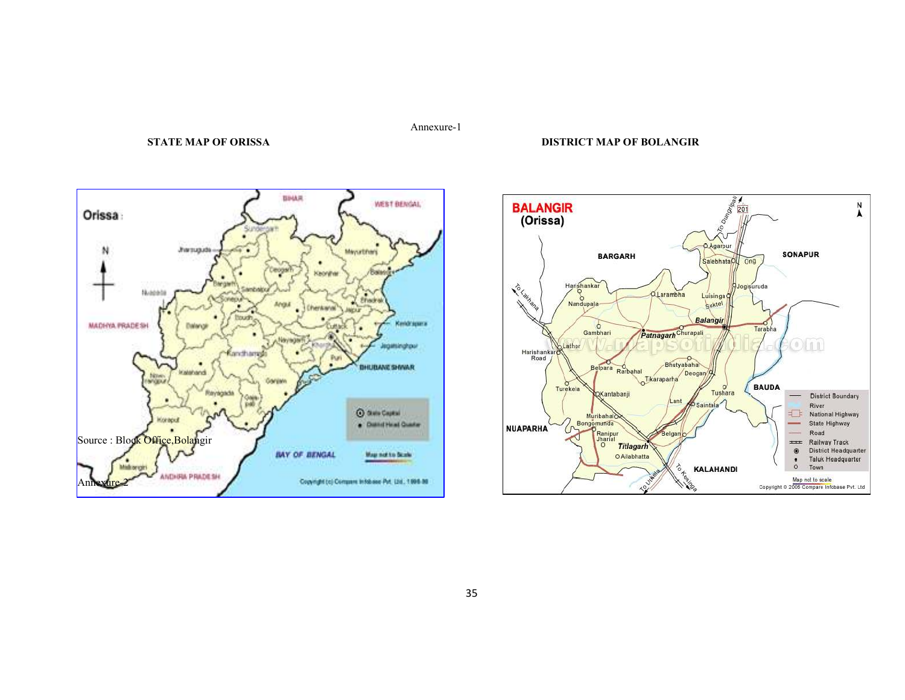Annexure-1

**STATE MAP OF ORISSA**

Source : Block Office,Bolangir

Annexure-2

**DISTRICT MAP OF BOLANGIR**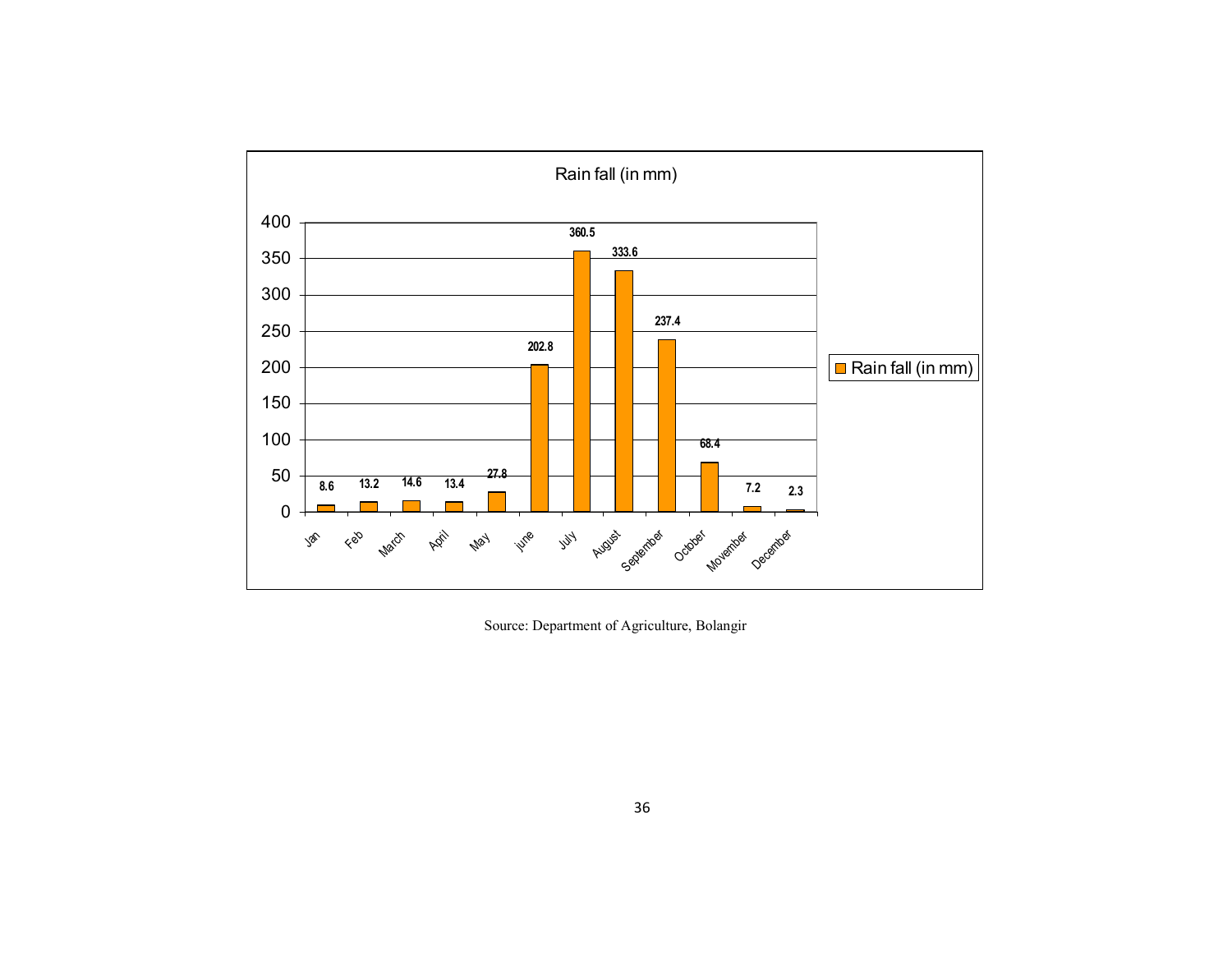Rain fall (in mm)

| Month | Rain fall (in mm) |
|---|---|
| Jan | 8.6 |
| Feb | 13.2 |
| March | 14.6 |
| April | 13.4 |
| May | 27.8 |
| june | 202.8 |
| July | 360.5 |
| August | 333.6 |
| September | 237.4 |
| October | 68.4 |
| Movember | 7.2 |
| December | 2.3 |

Source: Department of Agriculture, Bolangir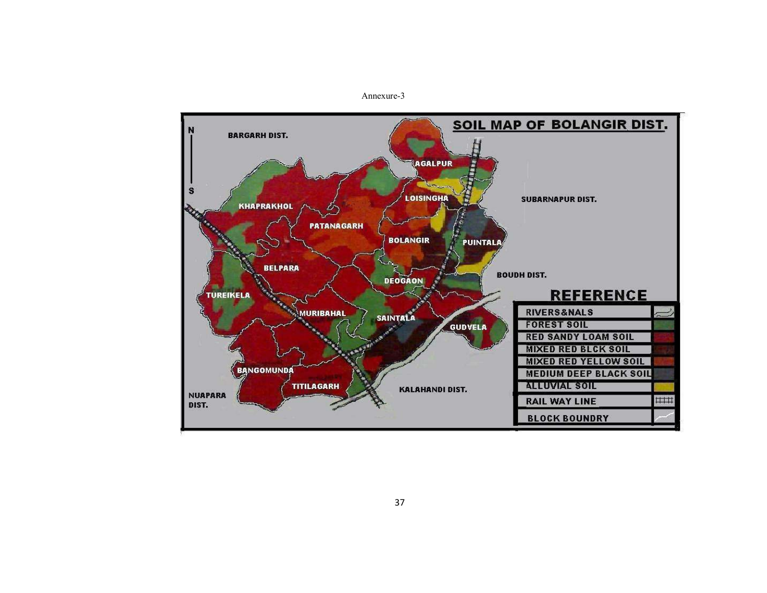Annexure-3

SOIL MAP OF BOLANGIR DIST.

N

S

BARGARH DIST.

AGALPUR

LOISINGHA

SUBARNAPUR DIST.

KHAPRAKHOL

PATANAGARH

BOLANGIR

PUINTALA

BELPARA

DEOGAON

BOUDH DIST.

TUREIKELA

MURIBAHAL

SAINTALA

GUDVELA

BANGOMUNDA

TITILAGARH

KALAHANDI DIST.

NUAPARA DIST.

REFERENCE

RIVERS&NALS

FOREST SOIL

RED SANDY LOAM SOIL

MIXED RED BLCK SOIL

MIXED RED YELLOW SOIL

MEDIUM DEEP BLACK SOIL

ALLUVIAL SOIL

RAIL WAY LINE

BLOCK BOUNDRY